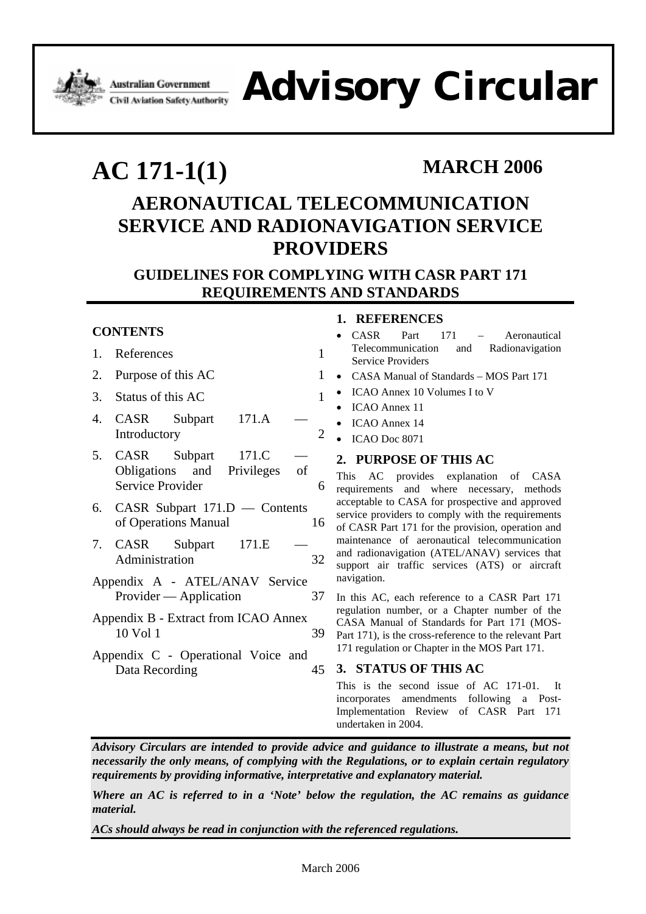Australian Government
Civil Aviation Safety Authority

# Advisory Circular

# AC 171-1(1)

**MARCH 2006**

## AERONAUTICAL TELECOMMUNICATION SERVICE AND RADIONAVIGATION SERVICE PROVIDERS

### GUIDELINES FOR COMPLYING WITH CASR PART 171 REQUIREMENTS AND STANDARDS

**CONTENTS**

| | | |
|---|---|---|
| 1. | References | 1 |
| 2. | Purpose of this AC | 1 |
| 3. | Status of this AC | 1 |
| 4. | CASR Subpart 171.A — Introductory | 2 |
| 5. | CASR Subpart 171.C — Obligations and Privileges of Service Provider | 6 |
| 6. | CASR Subpart 171.D — Contents of Operations Manual | 16 |
| 7. | CASR Subpart 171.E — Administration | 32 |
| | Appendix A - ATEL/ANAV Service Provider — Application | 37 |
| | Appendix B - Extract from ICAO Annex 10 Vol 1 | 39 |
| | Appendix C - Operational Voice and Data Recording | 45 |

### 1. REFERENCES

- CASR Part 171 – Aeronautical Telecommunication and Radionavigation Service Providers
- CASA Manual of Standards – MOS Part 171
- ICAO Annex 10 Volumes I to V
- ICAO Annex 11
- ICAO Annex 14
- ICAO Doc 8071

### 2. PURPOSE OF THIS AC

This AC provides explanation of CASA requirements and where necessary, methods acceptable to CASA for prospective and approved service providers to comply with the requirements of CASR Part 171 for the provision, operation and maintenance of aeronautical telecommunication and radionavigation (ATEL/ANAV) services that support air traffic services (ATS) or aircraft navigation.

In this AC, each reference to a CASR Part 171 regulation number, or a Chapter number of the CASA Manual of Standards for Part 171 (MOS-Part 171), is the cross-reference to the relevant Part 171 regulation or Chapter in the MOS Part 171.

### 3. STATUS OF THIS AC

This is the second issue of AC 171-01. It incorporates amendments following a Post-Implementation Review of CASR Part 171 undertaken in 2004.

***Advisory Circulars are intended to provide advice and guidance to illustrate a means, but not necessarily the only means, of complying with the Regulations, or to explain certain regulatory requirements by providing informative, interpretative and explanatory material.***

***Where an AC is referred to in a 'Note' below the regulation, the AC remains as guidance material.***

***ACs should always be read in conjunction with the referenced regulations.***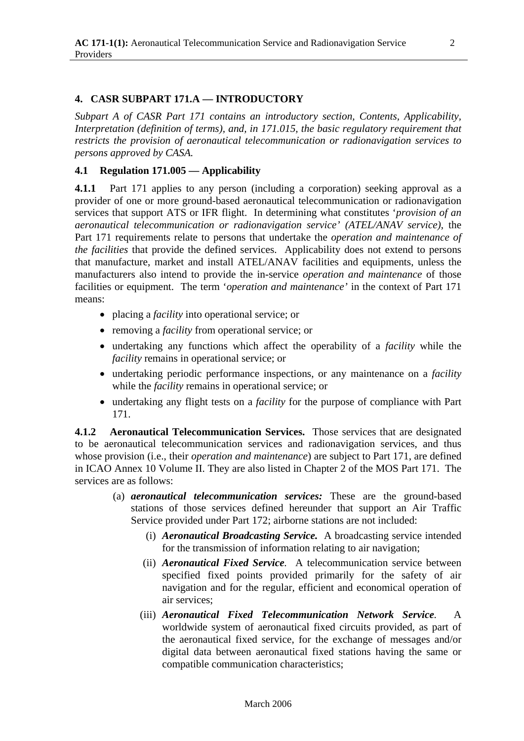## 4. CASR SUBPART 171.A — INTRODUCTORY

*Subpart A of CASR Part 171 contains an introductory section, Contents, Applicability, Interpretation (definition of terms), and, in 171.015, the basic regulatory requirement that restricts the provision of aeronautical telecommunication or radionavigation services to persons approved by CASA.*

### 4.1 Regulation 171.005 — Applicability

**4.1.1** Part 171 applies to any person (including a corporation) seeking approval as a provider of one or more ground-based aeronautical telecommunication or radionavigation services that support ATS or IFR flight. In determining what constitutes '*provision of an aeronautical telecommunication or radionavigation service' (ATEL/ANAV service)*, the Part 171 requirements relate to persons that undertake the *operation and maintenance of the facilities* that provide the defined services. Applicability does not extend to persons that manufacture, market and install ATEL/ANAV facilities and equipments, unless the manufacturers also intend to provide the in-service *operation and maintenance* of those facilities or equipment. The term '*operation and maintenance'* in the context of Part 171 means:

- placing a *facility* into operational service; or
- removing a *facility* from operational service; or
- undertaking any functions which affect the operability of a *facility* while the *facility* remains in operational service; or
- undertaking periodic performance inspections, or any maintenance on a *facility* while the *facility* remains in operational service; or
- undertaking any flight tests on a *facility* for the purpose of compliance with Part 171.

**4.1.2 Aeronautical Telecommunication Services.** Those services that are designated to be aeronautical telecommunication services and radionavigation services, and thus whose provision (i.e., their *operation and maintenance*) are subject to Part 171, are defined in ICAO Annex 10 Volume II. They are also listed in Chapter 2 of the MOS Part 171. The services are as follows:

(a) ***aeronautical telecommunication services:*** These are the ground-based stations of those services defined hereunder that support an Air Traffic Service provided under Part 172; airborne stations are not included:

(i) ***Aeronautical Broadcasting Service.*** A broadcasting service intended for the transmission of information relating to air navigation;

(ii) ***Aeronautical Fixed Service***. A telecommunication service between specified fixed points provided primarily for the safety of air navigation and for the regular, efficient and economical operation of air services;

(iii) ***Aeronautical Fixed Telecommunication Network Service***. A worldwide system of aeronautical fixed circuits provided, as part of the aeronautical fixed service, for the exchange of messages and/or digital data between aeronautical fixed stations having the same or compatible communication characteristics;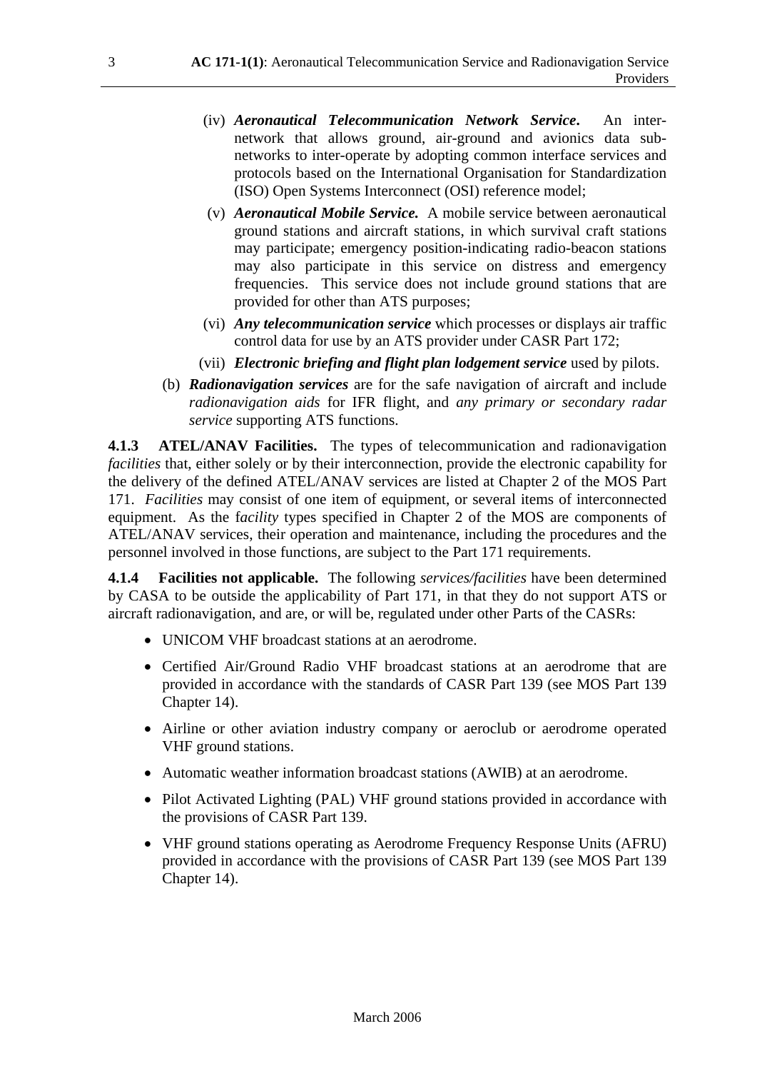(iv) ***Aeronautical Telecommunication Network Service*.** An inter-network that allows ground, air-ground and avionics data sub-networks to inter-operate by adopting common interface services and protocols based on the International Organisation for Standardization (ISO) Open Systems Interconnect (OSI) reference model;

(v) ***Aeronautical Mobile Service.*** A mobile service between aeronautical ground stations and aircraft stations, in which survival craft stations may participate; emergency position-indicating radio-beacon stations may also participate in this service on distress and emergency frequencies. This service does not include ground stations that are provided for other than ATS purposes;

(vi) ***Any telecommunication service*** which processes or displays air traffic control data for use by an ATS provider under CASR Part 172;

(vii) ***Electronic briefing and flight plan lodgement service*** used by pilots.

(b) ***Radionavigation services*** are for the safe navigation of aircraft and include *radionavigation aids* for IFR flight, and *any primary or secondary radar service* supporting ATS functions.

**4.1.3 ATEL/ANAV Facilities.** The types of telecommunication and radionavigation *facilities* that, either solely or by their interconnection, provide the electronic capability for the delivery of the defined ATEL/ANAV services are listed at Chapter 2 of the MOS Part 171. *Facilities* may consist of one item of equipment, or several items of interconnected equipment. As the f*acility* types specified in Chapter 2 of the MOS are components of ATEL/ANAV services, their operation and maintenance, including the procedures and the personnel involved in those functions, are subject to the Part 171 requirements.

**4.1.4 Facilities not applicable.** The following *services/facilities* have been determined by CASA to be outside the applicability of Part 171, in that they do not support ATS or aircraft radionavigation, and are, or will be, regulated under other Parts of the CASRs:

- UNICOM VHF broadcast stations at an aerodrome.
- Certified Air/Ground Radio VHF broadcast stations at an aerodrome that are provided in accordance with the standards of CASR Part 139 (see MOS Part 139 Chapter 14).
- Airline or other aviation industry company or aeroclub or aerodrome operated VHF ground stations.
- Automatic weather information broadcast stations (AWIB) at an aerodrome.
- Pilot Activated Lighting (PAL) VHF ground stations provided in accordance with the provisions of CASR Part 139.
- VHF ground stations operating as Aerodrome Frequency Response Units (AFRU) provided in accordance with the provisions of CASR Part 139 (see MOS Part 139 Chapter 14).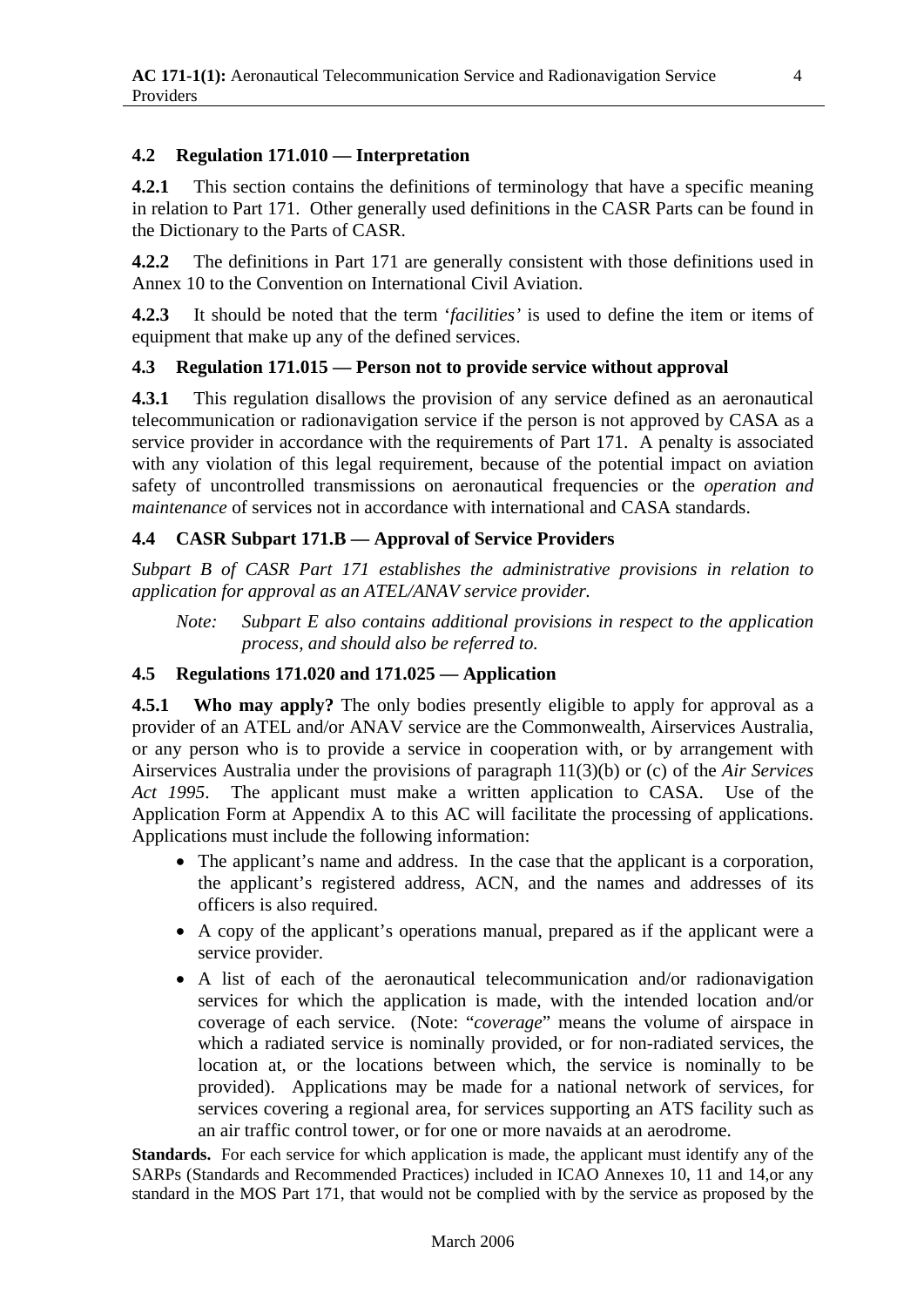### 4.2 Regulation 171.010 — Interpretation

**4.2.1** This section contains the definitions of terminology that have a specific meaning in relation to Part 171. Other generally used definitions in the CASR Parts can be found in the Dictionary to the Parts of CASR.

**4.2.2** The definitions in Part 171 are generally consistent with those definitions used in Annex 10 to the Convention on International Civil Aviation.

**4.2.3** It should be noted that the term '*facilities*' is used to define the item or items of equipment that make up any of the defined services.

### 4.3 Regulation 171.015 — Person not to provide service without approval

**4.3.1** This regulation disallows the provision of any service defined as an aeronautical telecommunication or radionavigation service if the person is not approved by CASA as a service provider in accordance with the requirements of Part 171. A penalty is associated with any violation of this legal requirement, because of the potential impact on aviation safety of uncontrolled transmissions on aeronautical frequencies or the *operation and maintenance* of services not in accordance with international and CASA standards.

### 4.4 CASR Subpart 171.B — Approval of Service Providers

*Subpart B of CASR Part 171 establishes the administrative provisions in relation to application for approval as an ATEL/ANAV service provider.*

> *Note: Subpart E also contains additional provisions in respect to the application process, and should also be referred to.*

### 4.5 Regulations 171.020 and 171.025 — Application

**4.5.1 Who may apply?** The only bodies presently eligible to apply for approval as a provider of an ATEL and/or ANAV service are the Commonwealth, Airservices Australia, or any person who is to provide a service in cooperation with, or by arrangement with Airservices Australia under the provisions of paragraph 11(3)(b) or (c) of the *Air Services Act 1995*. The applicant must make a written application to CASA. Use of the Application Form at Appendix A to this AC will facilitate the processing of applications. Applications must include the following information:

- The applicant's name and address. In the case that the applicant is a corporation, the applicant's registered address, ACN, and the names and addresses of its officers is also required.
- A copy of the applicant's operations manual, prepared as if the applicant were a service provider.
- A list of each of the aeronautical telecommunication and/or radionavigation services for which the application is made, with the intended location and/or coverage of each service. (Note: "*coverage*" means the volume of airspace in which a radiated service is nominally provided, or for non-radiated services, the location at, or the locations between which, the service is nominally to be provided). Applications may be made for a national network of services, for services covering a regional area, for services supporting an ATS facility such as an air traffic control tower, or for one or more navaids at an aerodrome.

**Standards.** For each service for which application is made, the applicant must identify any of the SARPs (Standards and Recommended Practices) included in ICAO Annexes 10, 11 and 14,or any standard in the MOS Part 171, that would not be complied with by the service as proposed by the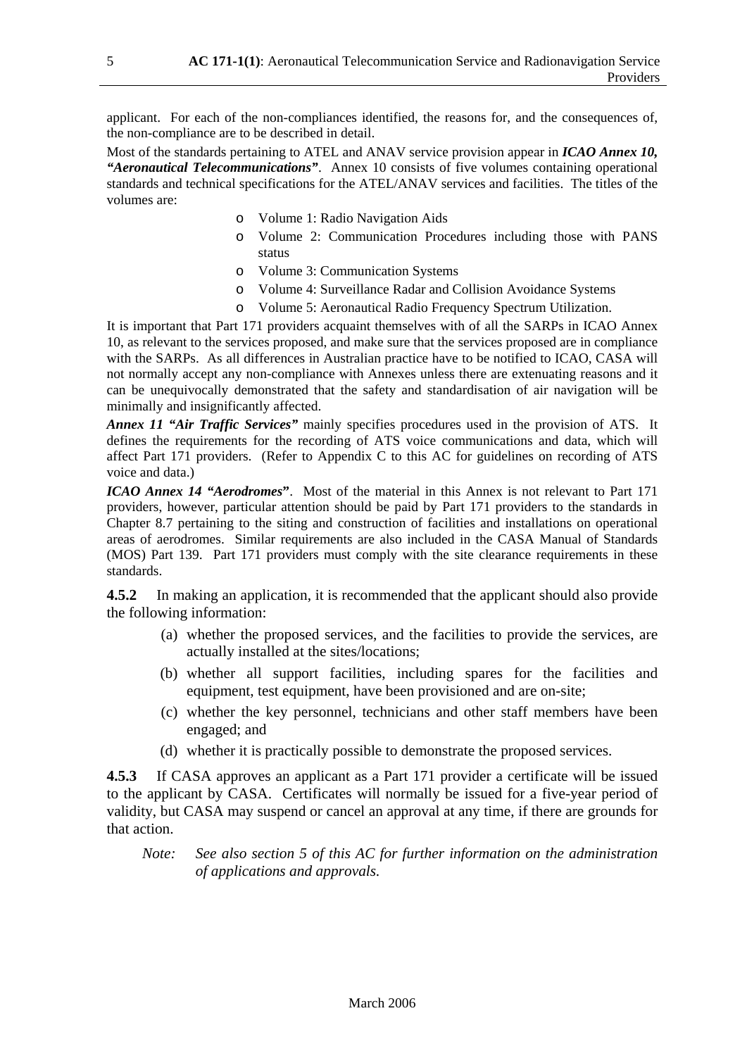applicant. For each of the non-compliances identified, the reasons for, and the consequences of, the non-compliance are to be described in detail.

Most of the standards pertaining to ATEL and ANAV service provision appear in ***ICAO Annex 10, "Aeronautical Telecommunications"***. Annex 10 consists of five volumes containing operational standards and technical specifications for the ATEL/ANAV services and facilities. The titles of the volumes are:

- Volume 1: Radio Navigation Aids
- Volume 2: Communication Procedures including those with PANS status
- Volume 3: Communication Systems
- Volume 4: Surveillance Radar and Collision Avoidance Systems
- Volume 5: Aeronautical Radio Frequency Spectrum Utilization.

It is important that Part 171 providers acquaint themselves with of all the SARPs in ICAO Annex 10, as relevant to the services proposed, and make sure that the services proposed are in compliance with the SARPs. As all differences in Australian practice have to be notified to ICAO, CASA will not normally accept any non-compliance with Annexes unless there are extenuating reasons and it can be unequivocally demonstrated that the safety and standardisation of air navigation will be minimally and insignificantly affected.

***Annex 11 "Air Traffic Services"*** mainly specifies procedures used in the provision of ATS. It defines the requirements for the recording of ATS voice communications and data, which will affect Part 171 providers. (Refer to Appendix C to this AC for guidelines on recording of ATS voice and data.)

***ICAO Annex 14 "Aerodromes"***. Most of the material in this Annex is not relevant to Part 171 providers, however, particular attention should be paid by Part 171 providers to the standards in Chapter 8.7 pertaining to the siting and construction of facilities and installations on operational areas of aerodromes. Similar requirements are also included in the CASA Manual of Standards (MOS) Part 139. Part 171 providers must comply with the site clearance requirements in these standards.

**4.5.2** In making an application, it is recommended that the applicant should also provide the following information:

(a) whether the proposed services, and the facilities to provide the services, are actually installed at the sites/locations;

(b) whether all support facilities, including spares for the facilities and equipment, test equipment, have been provisioned and are on-site;

(c) whether the key personnel, technicians and other staff members have been engaged; and

(d) whether it is practically possible to demonstrate the proposed services.

**4.5.3** If CASA approves an applicant as a Part 171 provider a certificate will be issued to the applicant by CASA. Certificates will normally be issued for a five-year period of validity, but CASA may suspend or cancel an approval at any time, if there are grounds for that action.

*Note: See also section 5 of this AC for further information on the administration of applications and approvals.*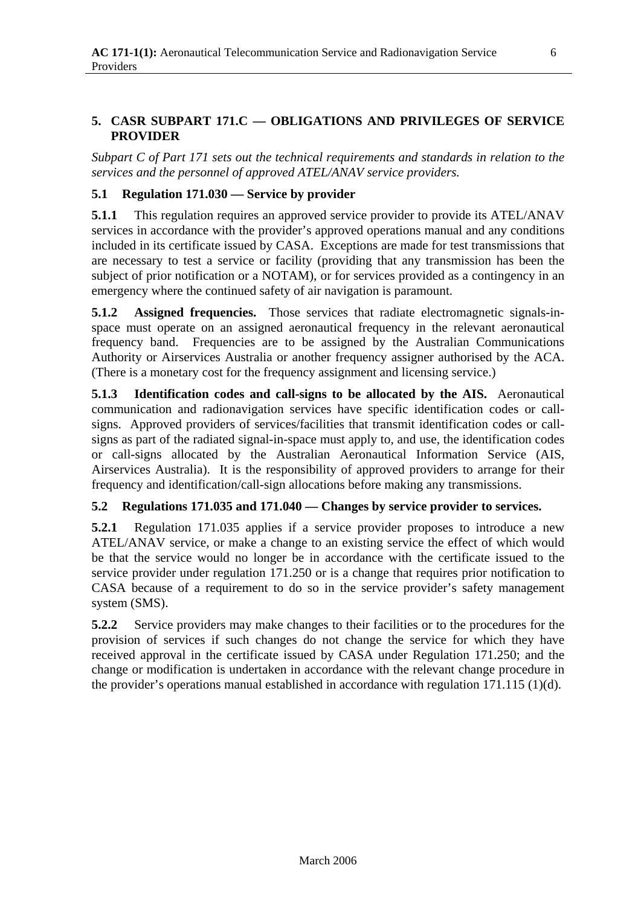## 5. CASR SUBPART 171.C — OBLIGATIONS AND PRIVILEGES OF SERVICE PROVIDER

*Subpart C of Part 171 sets out the technical requirements and standards in relation to the services and the personnel of approved ATEL/ANAV service providers.*

### 5.1 Regulation 171.030 — Service by provider

**5.1.1** This regulation requires an approved service provider to provide its ATEL/ANAV services in accordance with the provider's approved operations manual and any conditions included in its certificate issued by CASA. Exceptions are made for test transmissions that are necessary to test a service or facility (providing that any transmission has been the subject of prior notification or a NOTAM), or for services provided as a contingency in an emergency where the continued safety of air navigation is paramount.

**5.1.2 Assigned frequencies.** Those services that radiate electromagnetic signals-in-space must operate on an assigned aeronautical frequency in the relevant aeronautical frequency band. Frequencies are to be assigned by the Australian Communications Authority or Airservices Australia or another frequency assigner authorised by the ACA. (There is a monetary cost for the frequency assignment and licensing service.)

**5.1.3 Identification codes and call-signs to be allocated by the AIS.** Aeronautical communication and radionavigation services have specific identification codes or call-signs. Approved providers of services/facilities that transmit identification codes or call-signs as part of the radiated signal-in-space must apply to, and use, the identification codes or call-signs allocated by the Australian Aeronautical Information Service (AIS, Airservices Australia). It is the responsibility of approved providers to arrange for their frequency and identification/call-sign allocations before making any transmissions.

### 5.2 Regulations 171.035 and 171.040 — Changes by service provider to services.

**5.2.1** Regulation 171.035 applies if a service provider proposes to introduce a new ATEL/ANAV service, or make a change to an existing service the effect of which would be that the service would no longer be in accordance with the certificate issued to the service provider under regulation 171.250 or is a change that requires prior notification to CASA because of a requirement to do so in the service provider's safety management system (SMS).

**5.2.2** Service providers may make changes to their facilities or to the procedures for the provision of services if such changes do not change the service for which they have received approval in the certificate issued by CASA under Regulation 171.250; and the change or modification is undertaken in accordance with the relevant change procedure in the provider's operations manual established in accordance with regulation 171.115 (1)(d).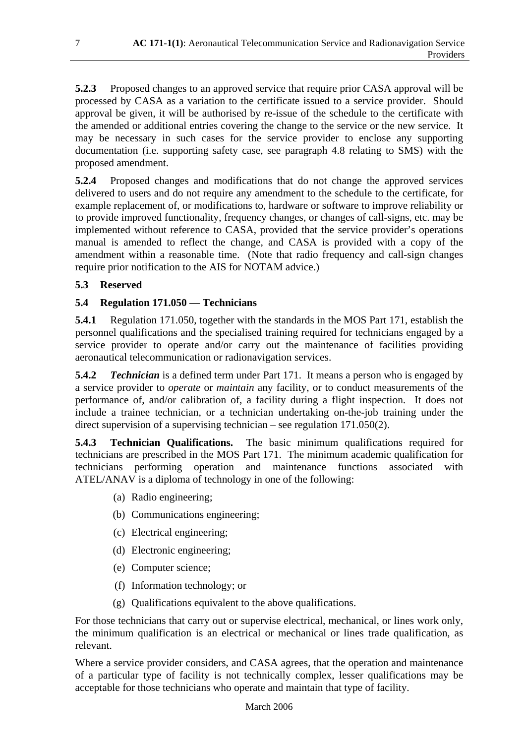**5.2.3** Proposed changes to an approved service that require prior CASA approval will be processed by CASA as a variation to the certificate issued to a service provider. Should approval be given, it will be authorised by re-issue of the schedule to the certificate with the amended or additional entries covering the change to the service or the new service. It may be necessary in such cases for the service provider to enclose any supporting documentation (i.e. supporting safety case, see paragraph 4.8 relating to SMS) with the proposed amendment.

**5.2.4** Proposed changes and modifications that do not change the approved services delivered to users and do not require any amendment to the schedule to the certificate, for example replacement of, or modifications to, hardware or software to improve reliability or to provide improved functionality, frequency changes, or changes of call-signs, etc. may be implemented without reference to CASA, provided that the service provider's operations manual is amended to reflect the change, and CASA is provided with a copy of the amendment within a reasonable time. (Note that radio frequency and call-sign changes require prior notification to the AIS for NOTAM advice.)

## 5.3 Reserved

## 5.4 Regulation 171.050 — Technicians

**5.4.1** Regulation 171.050, together with the standards in the MOS Part 171, establish the personnel qualifications and the specialised training required for technicians engaged by a service provider to operate and/or carry out the maintenance of facilities providing aeronautical telecommunication or radionavigation services.

**5.4.2** ***Technician*** is a defined term under Part 171. It means a person who is engaged by a service provider to *operate* or *maintain* any facility, or to conduct measurements of the performance of, and/or calibration of, a facility during a flight inspection. It does not include a trainee technician, or a technician undertaking on-the-job training under the direct supervision of a supervising technician – see regulation 171.050(2).

**5.4.3 Technician Qualifications.** The basic minimum qualifications required for technicians are prescribed in the MOS Part 171. The minimum academic qualification for technicians performing operation and maintenance functions associated with ATEL/ANAV is a diploma of technology in one of the following:

(a) Radio engineering;

(b) Communications engineering;

(c) Electrical engineering;

(d) Electronic engineering;

(e) Computer science;

(f) Information technology; or

(g) Qualifications equivalent to the above qualifications.

For those technicians that carry out or supervise electrical, mechanical, or lines work only, the minimum qualification is an electrical or mechanical or lines trade qualification, as relevant.

Where a service provider considers, and CASA agrees, that the operation and maintenance of a particular type of facility is not technically complex, lesser qualifications may be acceptable for those technicians who operate and maintain that type of facility.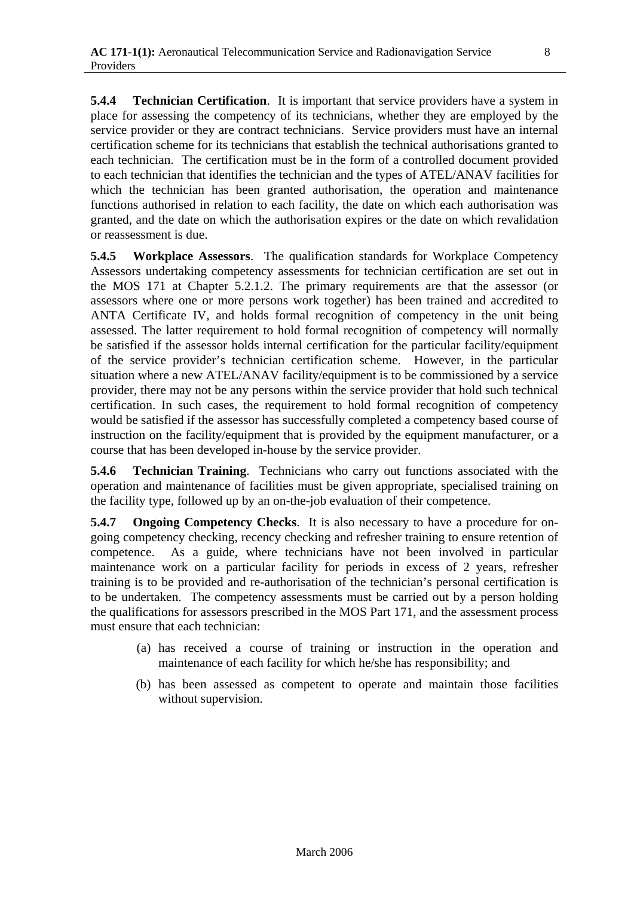**5.4.4 Technician Certification**. It is important that service providers have a system in place for assessing the competency of its technicians, whether they are employed by the service provider or they are contract technicians. Service providers must have an internal certification scheme for its technicians that establish the technical authorisations granted to each technician. The certification must be in the form of a controlled document provided to each technician that identifies the technician and the types of ATEL/ANAV facilities for which the technician has been granted authorisation, the operation and maintenance functions authorised in relation to each facility, the date on which each authorisation was granted, and the date on which the authorisation expires or the date on which revalidation or reassessment is due.

**5.4.5 Workplace Assessors**. The qualification standards for Workplace Competency Assessors undertaking competency assessments for technician certification are set out in the MOS 171 at Chapter 5.2.1.2. The primary requirements are that the assessor (or assessors where one or more persons work together) has been trained and accredited to ANTA Certificate IV, and holds formal recognition of competency in the unit being assessed. The latter requirement to hold formal recognition of competency will normally be satisfied if the assessor holds internal certification for the particular facility/equipment of the service provider's technician certification scheme. However, in the particular situation where a new ATEL/ANAV facility/equipment is to be commissioned by a service provider, there may not be any persons within the service provider that hold such technical certification. In such cases, the requirement to hold formal recognition of competency would be satisfied if the assessor has successfully completed a competency based course of instruction on the facility/equipment that is provided by the equipment manufacturer, or a course that has been developed in-house by the service provider.

**5.4.6 Technician Training**. Technicians who carry out functions associated with the operation and maintenance of facilities must be given appropriate, specialised training on the facility type, followed up by an on-the-job evaluation of their competence.

**5.4.7 Ongoing Competency Checks**. It is also necessary to have a procedure for on-going competency checking, recency checking and refresher training to ensure retention of competence. As a guide, where technicians have not been involved in particular maintenance work on a particular facility for periods in excess of 2 years, refresher training is to be provided and re-authorisation of the technician's personal certification is to be undertaken. The competency assessments must be carried out by a person holding the qualifications for assessors prescribed in the MOS Part 171, and the assessment process must ensure that each technician:

(a) has received a course of training or instruction in the operation and maintenance of each facility for which he/she has responsibility; and

(b) has been assessed as competent to operate and maintain those facilities without supervision.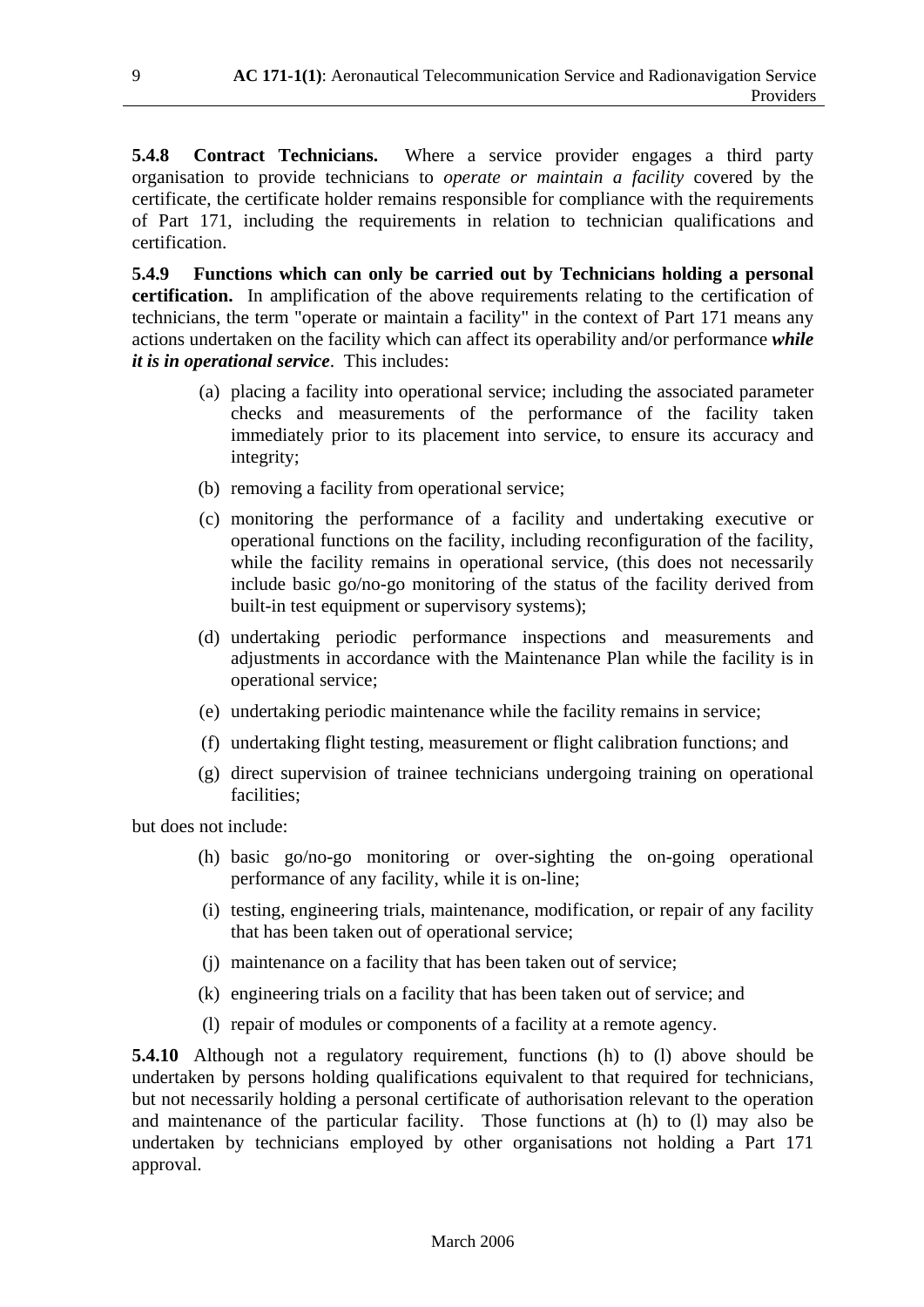**5.4.8 Contract Technicians.** Where a service provider engages a third party organisation to provide technicians to *operate or maintain a facility* covered by the certificate, the certificate holder remains responsible for compliance with the requirements of Part 171, including the requirements in relation to technician qualifications and certification.

**5.4.9 Functions which can only be carried out by Technicians holding a personal certification.** In amplification of the above requirements relating to the certification of technicians, the term "operate or maintain a facility" in the context of Part 171 means any actions undertaken on the facility which can affect its operability and/or performance ***while it is in operational service***. This includes:

(a) placing a facility into operational service; including the associated parameter checks and measurements of the performance of the facility taken immediately prior to its placement into service, to ensure its accuracy and integrity;

(b) removing a facility from operational service;

(c) monitoring the performance of a facility and undertaking executive or operational functions on the facility, including reconfiguration of the facility, while the facility remains in operational service, (this does not necessarily include basic go/no-go monitoring of the status of the facility derived from built-in test equipment or supervisory systems);

(d) undertaking periodic performance inspections and measurements and adjustments in accordance with the Maintenance Plan while the facility is in operational service;

(e) undertaking periodic maintenance while the facility remains in service;

(f) undertaking flight testing, measurement or flight calibration functions; and

(g) direct supervision of trainee technicians undergoing training on operational facilities;

but does not include:

(h) basic go/no-go monitoring or over-sighting the on-going operational performance of any facility, while it is on-line;

(i) testing, engineering trials, maintenance, modification, or repair of any facility that has been taken out of operational service;

(j) maintenance on a facility that has been taken out of service;

(k) engineering trials on a facility that has been taken out of service; and

(l) repair of modules or components of a facility at a remote agency.

**5.4.10** Although not a regulatory requirement, functions (h) to (l) above should be undertaken by persons holding qualifications equivalent to that required for technicians, but not necessarily holding a personal certificate of authorisation relevant to the operation and maintenance of the particular facility. Those functions at (h) to (l) may also be undertaken by technicians employed by other organisations not holding a Part 171 approval.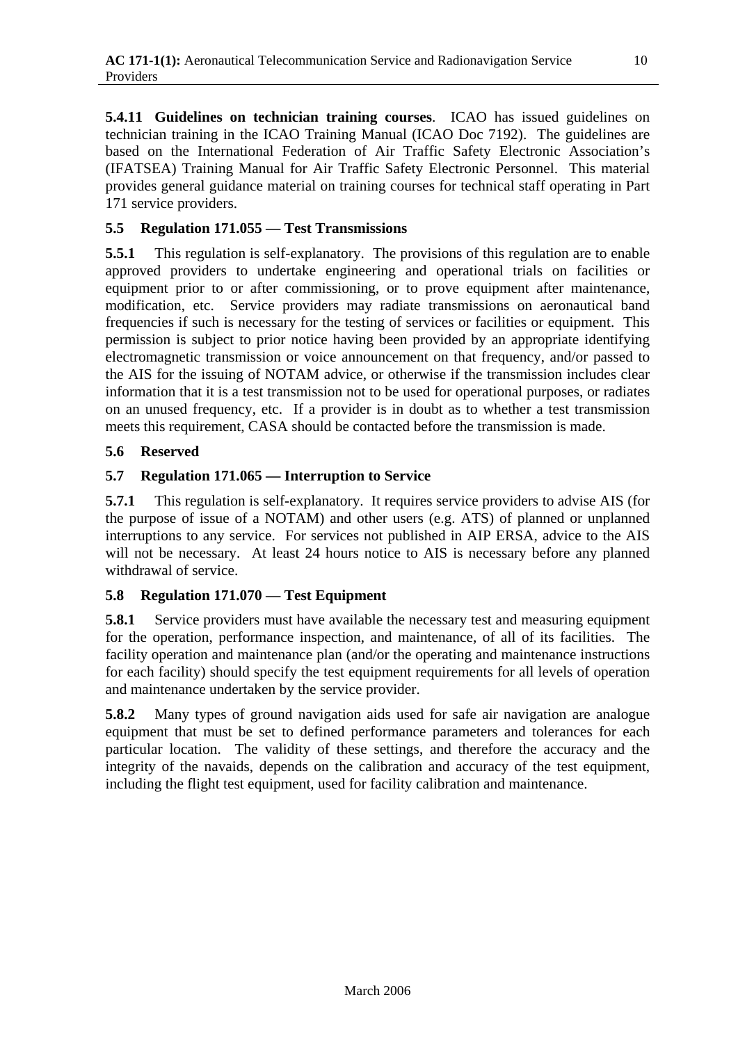**5.4.11 Guidelines on technician training courses**. ICAO has issued guidelines on technician training in the ICAO Training Manual (ICAO Doc 7192). The guidelines are based on the International Federation of Air Traffic Safety Electronic Association's (IFATSEA) Training Manual for Air Traffic Safety Electronic Personnel. This material provides general guidance material on training courses for technical staff operating in Part 171 service providers.

### 5.5 Regulation 171.055 — Test Transmissions

**5.5.1** This regulation is self-explanatory. The provisions of this regulation are to enable approved providers to undertake engineering and operational trials on facilities or equipment prior to or after commissioning, or to prove equipment after maintenance, modification, etc. Service providers may radiate transmissions on aeronautical band frequencies if such is necessary for the testing of services or facilities or equipment. This permission is subject to prior notice having been provided by an appropriate identifying electromagnetic transmission or voice announcement on that frequency, and/or passed to the AIS for the issuing of NOTAM advice, or otherwise if the transmission includes clear information that it is a test transmission not to be used for operational purposes, or radiates on an unused frequency, etc. If a provider is in doubt as to whether a test transmission meets this requirement, CASA should be contacted before the transmission is made.

### 5.6 Reserved

### 5.7 Regulation 171.065 — Interruption to Service

**5.7.1** This regulation is self-explanatory. It requires service providers to advise AIS (for the purpose of issue of a NOTAM) and other users (e.g. ATS) of planned or unplanned interruptions to any service. For services not published in AIP ERSA, advice to the AIS will not be necessary. At least 24 hours notice to AIS is necessary before any planned withdrawal of service.

### 5.8 Regulation 171.070 — Test Equipment

**5.8.1** Service providers must have available the necessary test and measuring equipment for the operation, performance inspection, and maintenance, of all of its facilities. The facility operation and maintenance plan (and/or the operating and maintenance instructions for each facility) should specify the test equipment requirements for all levels of operation and maintenance undertaken by the service provider.

**5.8.2** Many types of ground navigation aids used for safe air navigation are analogue equipment that must be set to defined performance parameters and tolerances for each particular location. The validity of these settings, and therefore the accuracy and the integrity of the navaids, depends on the calibration and accuracy of the test equipment, including the flight test equipment, used for facility calibration and maintenance.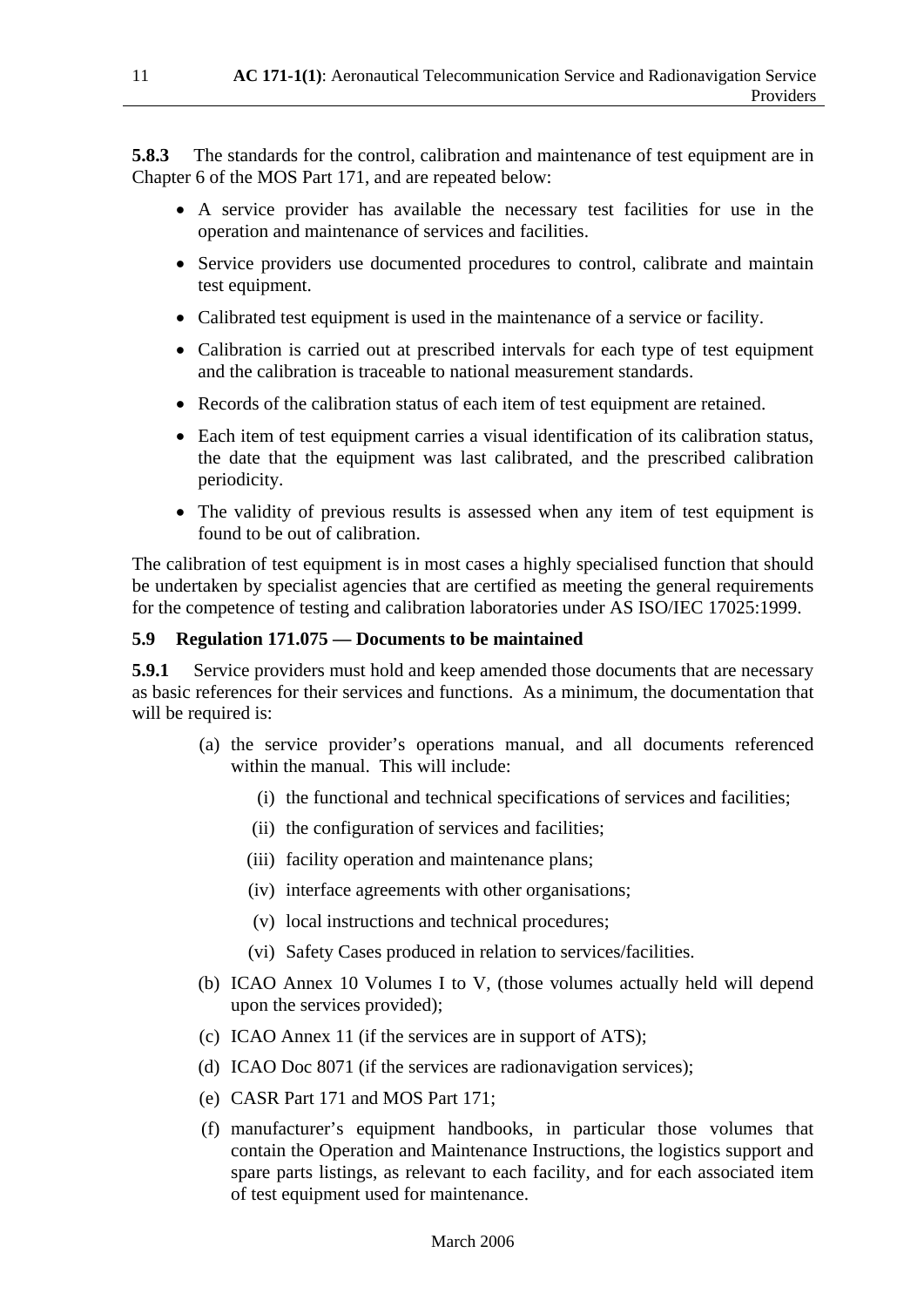**5.8.3** The standards for the control, calibration and maintenance of test equipment are in Chapter 6 of the MOS Part 171, and are repeated below:

- A service provider has available the necessary test facilities for use in the operation and maintenance of services and facilities.
- Service providers use documented procedures to control, calibrate and maintain test equipment.
- Calibrated test equipment is used in the maintenance of a service or facility.
- Calibration is carried out at prescribed intervals for each type of test equipment and the calibration is traceable to national measurement standards.
- Records of the calibration status of each item of test equipment are retained.
- Each item of test equipment carries a visual identification of its calibration status, the date that the equipment was last calibrated, and the prescribed calibration periodicity.
- The validity of previous results is assessed when any item of test equipment is found to be out of calibration.

The calibration of test equipment is in most cases a highly specialised function that should be undertaken by specialist agencies that are certified as meeting the general requirements for the competence of testing and calibration laboratories under AS ISO/IEC 17025:1999.

### 5.9 Regulation 171.075 — Documents to be maintained

**5.9.1** Service providers must hold and keep amended those documents that are necessary as basic references for their services and functions. As a minimum, the documentation that will be required is:

(a) the service provider's operations manual, and all documents referenced within the manual. This will include:

  (i) the functional and technical specifications of services and facilities;

  (ii) the configuration of services and facilities;

  (iii) facility operation and maintenance plans;

  (iv) interface agreements with other organisations;

  (v) local instructions and technical procedures;

  (vi) Safety Cases produced in relation to services/facilities.

(b) ICAO Annex 10 Volumes I to V, (those volumes actually held will depend upon the services provided);

(c) ICAO Annex 11 (if the services are in support of ATS);

(d) ICAO Doc 8071 (if the services are radionavigation services);

(e) CASR Part 171 and MOS Part 171;

(f) manufacturer's equipment handbooks, in particular those volumes that contain the Operation and Maintenance Instructions, the logistics support and spare parts listings, as relevant to each facility, and for each associated item of test equipment used for maintenance.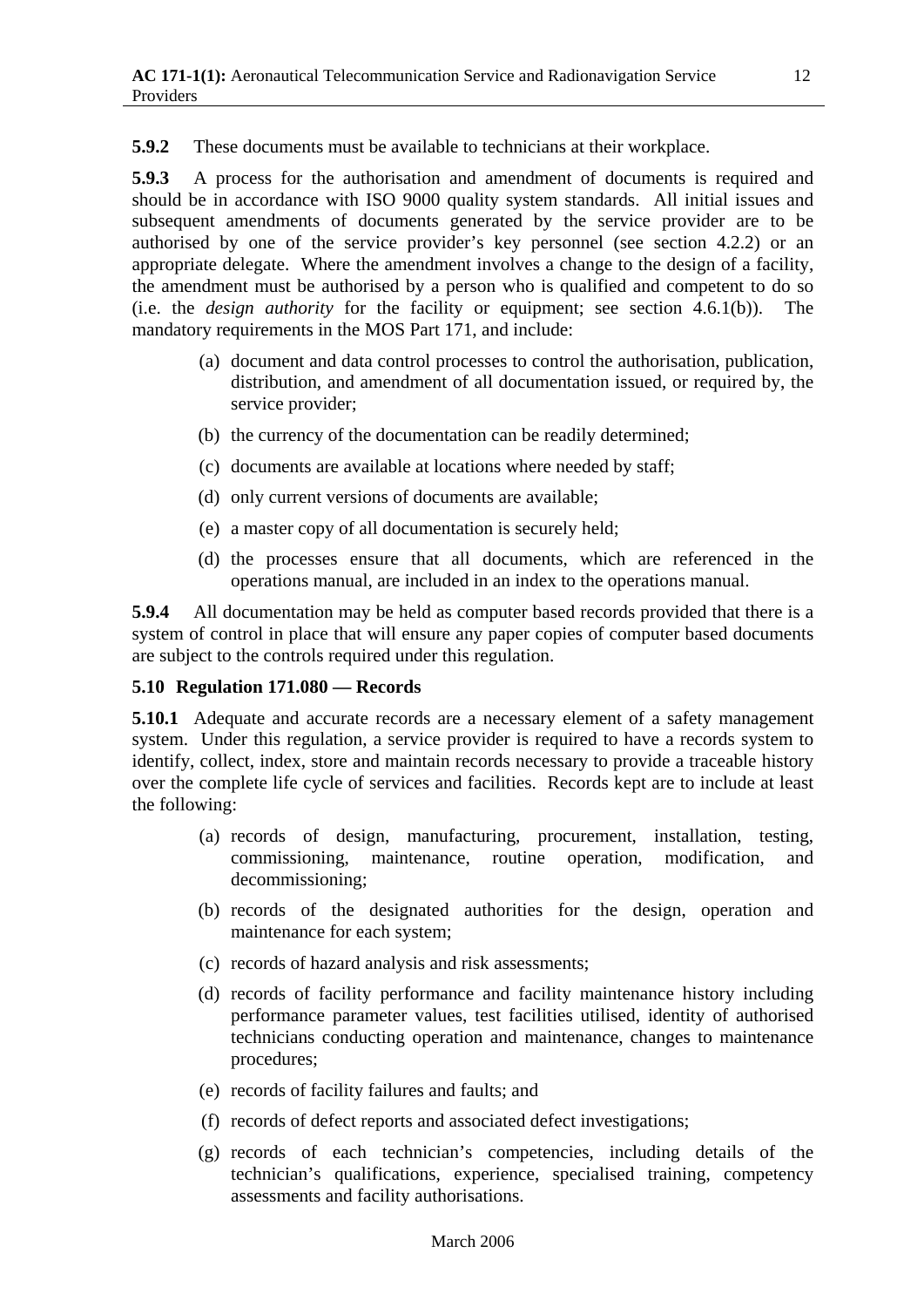**5.9.2** These documents must be available to technicians at their workplace.

**5.9.3** A process for the authorisation and amendment of documents is required and should be in accordance with ISO 9000 quality system standards. All initial issues and subsequent amendments of documents generated by the service provider are to be authorised by one of the service provider's key personnel (see section 4.2.2) or an appropriate delegate. Where the amendment involves a change to the design of a facility, the amendment must be authorised by a person who is qualified and competent to do so (i.e. the *design authority* for the facility or equipment; see section 4.6.1(b)). The mandatory requirements in the MOS Part 171, and include:

(a) document and data control processes to control the authorisation, publication, distribution, and amendment of all documentation issued, or required by, the service provider;

(b) the currency of the documentation can be readily determined;

(c) documents are available at locations where needed by staff;

(d) only current versions of documents are available;

(e) a master copy of all documentation is securely held;

(d) the processes ensure that all documents, which are referenced in the operations manual, are included in an index to the operations manual.

**5.9.4** All documentation may be held as computer based records provided that there is a system of control in place that will ensure any paper copies of computer based documents are subject to the controls required under this regulation.

### 5.10 Regulation 171.080 — Records

**5.10.1** Adequate and accurate records are a necessary element of a safety management system. Under this regulation, a service provider is required to have a records system to identify, collect, index, store and maintain records necessary to provide a traceable history over the complete life cycle of services and facilities. Records kept are to include at least the following:

(a) records of design, manufacturing, procurement, installation, testing, commissioning, maintenance, routine operation, modification, and decommissioning;

(b) records of the designated authorities for the design, operation and maintenance for each system;

(c) records of hazard analysis and risk assessments;

(d) records of facility performance and facility maintenance history including performance parameter values, test facilities utilised, identity of authorised technicians conducting operation and maintenance, changes to maintenance procedures;

(e) records of facility failures and faults; and

(f) records of defect reports and associated defect investigations;

(g) records of each technician's competencies, including details of the technician's qualifications, experience, specialised training, competency assessments and facility authorisations.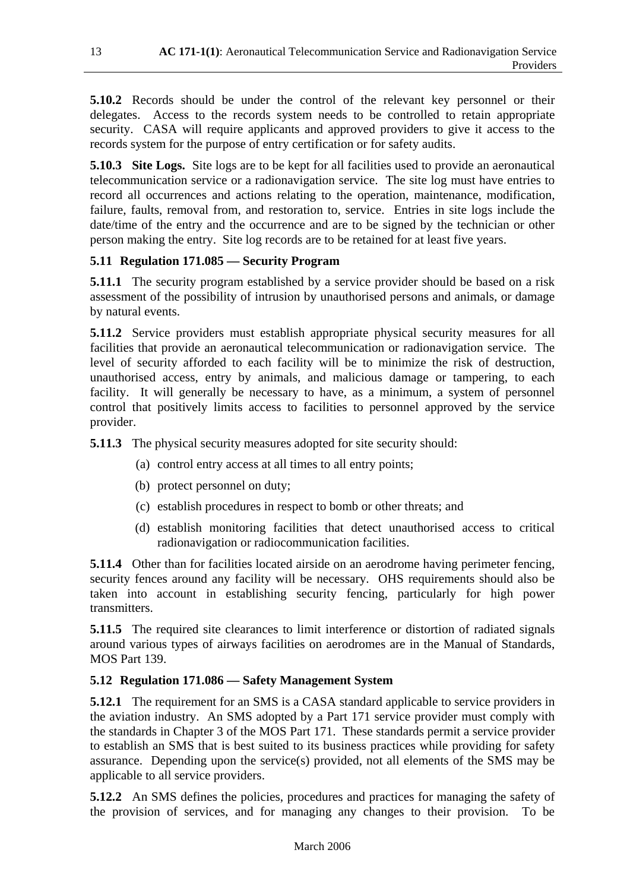**5.10.2** Records should be under the control of the relevant key personnel or their delegates. Access to the records system needs to be controlled to retain appropriate security. CASA will require applicants and approved providers to give it access to the records system for the purpose of entry certification or for safety audits.

**5.10.3 Site Logs.** Site logs are to be kept for all facilities used to provide an aeronautical telecommunication service or a radionavigation service. The site log must have entries to record all occurrences and actions relating to the operation, maintenance, modification, failure, faults, removal from, and restoration to, service. Entries in site logs include the date/time of the entry and the occurrence and are to be signed by the technician or other person making the entry. Site log records are to be retained for at least five years.

### 5.11 Regulation 171.085 — Security Program

**5.11.1** The security program established by a service provider should be based on a risk assessment of the possibility of intrusion by unauthorised persons and animals, or damage by natural events.

**5.11.2** Service providers must establish appropriate physical security measures for all facilities that provide an aeronautical telecommunication or radionavigation service. The level of security afforded to each facility will be to minimize the risk of destruction, unauthorised access, entry by animals, and malicious damage or tampering, to each facility. It will generally be necessary to have, as a minimum, a system of personnel control that positively limits access to facilities to personnel approved by the service provider.

**5.11.3** The physical security measures adopted for site security should:

(a) control entry access at all times to all entry points;

(b) protect personnel on duty;

(c) establish procedures in respect to bomb or other threats; and

(d) establish monitoring facilities that detect unauthorised access to critical radionavigation or radiocommunication facilities.

**5.11.4** Other than for facilities located airside on an aerodrome having perimeter fencing, security fences around any facility will be necessary. OHS requirements should also be taken into account in establishing security fencing, particularly for high power transmitters.

**5.11.5** The required site clearances to limit interference or distortion of radiated signals around various types of airways facilities on aerodromes are in the Manual of Standards, MOS Part 139.

### 5.12 Regulation 171.086 — Safety Management System

**5.12.1** The requirement for an SMS is a CASA standard applicable to service providers in the aviation industry. An SMS adopted by a Part 171 service provider must comply with the standards in Chapter 3 of the MOS Part 171. These standards permit a service provider to establish an SMS that is best suited to its business practices while providing for safety assurance. Depending upon the service(s) provided, not all elements of the SMS may be applicable to all service providers.

**5.12.2** An SMS defines the policies, procedures and practices for managing the safety of the provision of services, and for managing any changes to their provision. To be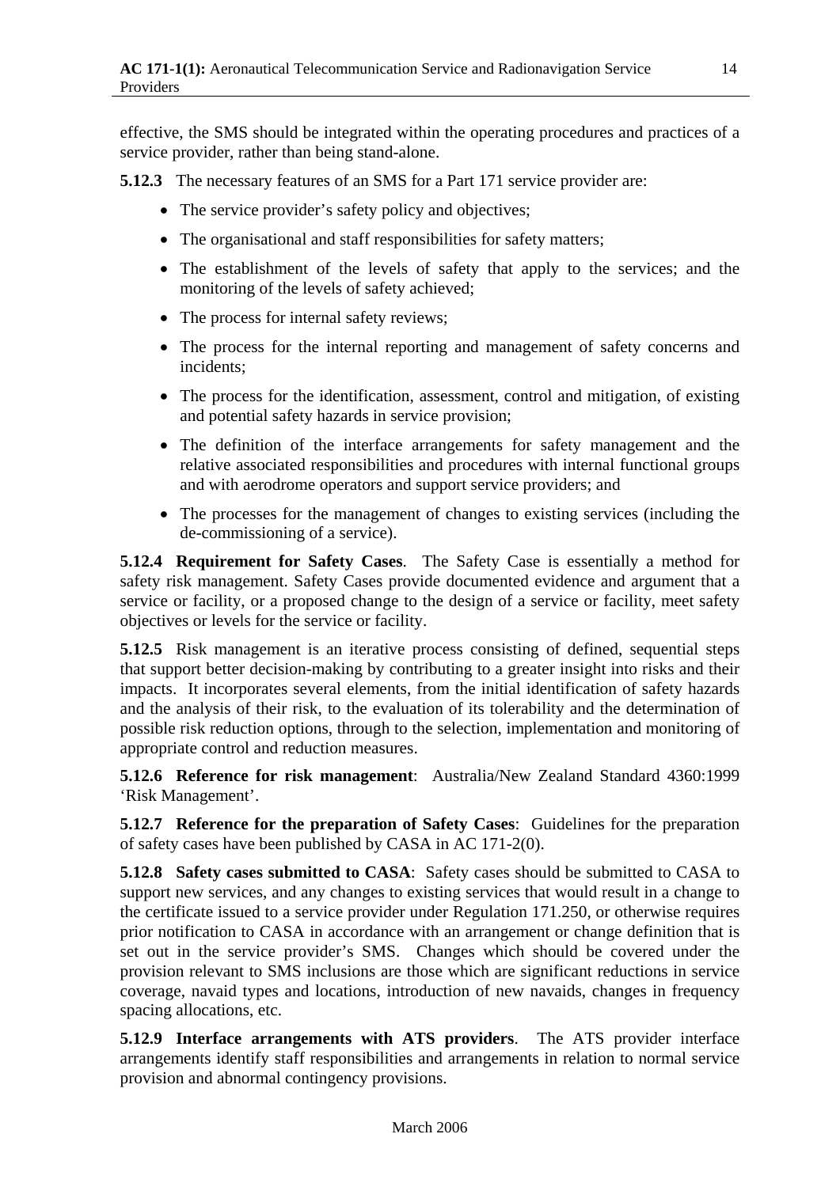effective, the SMS should be integrated within the operating procedures and practices of a service provider, rather than being stand-alone.

**5.12.3** The necessary features of an SMS for a Part 171 service provider are:

- The service provider's safety policy and objectives;
- The organisational and staff responsibilities for safety matters;
- The establishment of the levels of safety that apply to the services; and the monitoring of the levels of safety achieved;
- The process for internal safety reviews;
- The process for the internal reporting and management of safety concerns and incidents;
- The process for the identification, assessment, control and mitigation, of existing and potential safety hazards in service provision;
- The definition of the interface arrangements for safety management and the relative associated responsibilities and procedures with internal functional groups and with aerodrome operators and support service providers; and
- The processes for the management of changes to existing services (including the de-commissioning of a service).

**5.12.4 Requirement for Safety Cases**. The Safety Case is essentially a method for safety risk management. Safety Cases provide documented evidence and argument that a service or facility, or a proposed change to the design of a service or facility, meet safety objectives or levels for the service or facility.

**5.12.5** Risk management is an iterative process consisting of defined, sequential steps that support better decision-making by contributing to a greater insight into risks and their impacts. It incorporates several elements, from the initial identification of safety hazards and the analysis of their risk, to the evaluation of its tolerability and the determination of possible risk reduction options, through to the selection, implementation and monitoring of appropriate control and reduction measures.

**5.12.6 Reference for risk management**: Australia/New Zealand Standard 4360:1999 'Risk Management'.

**5.12.7 Reference for the preparation of Safety Cases**: Guidelines for the preparation of safety cases have been published by CASA in AC 171-2(0).

**5.12.8 Safety cases submitted to CASA**: Safety cases should be submitted to CASA to support new services, and any changes to existing services that would result in a change to the certificate issued to a service provider under Regulation 171.250, or otherwise requires prior notification to CASA in accordance with an arrangement or change definition that is set out in the service provider's SMS. Changes which should be covered under the provision relevant to SMS inclusions are those which are significant reductions in service coverage, navaid types and locations, introduction of new navaids, changes in frequency spacing allocations, etc.

**5.12.9 Interface arrangements with ATS providers**. The ATS provider interface arrangements identify staff responsibilities and arrangements in relation to normal service provision and abnormal contingency provisions.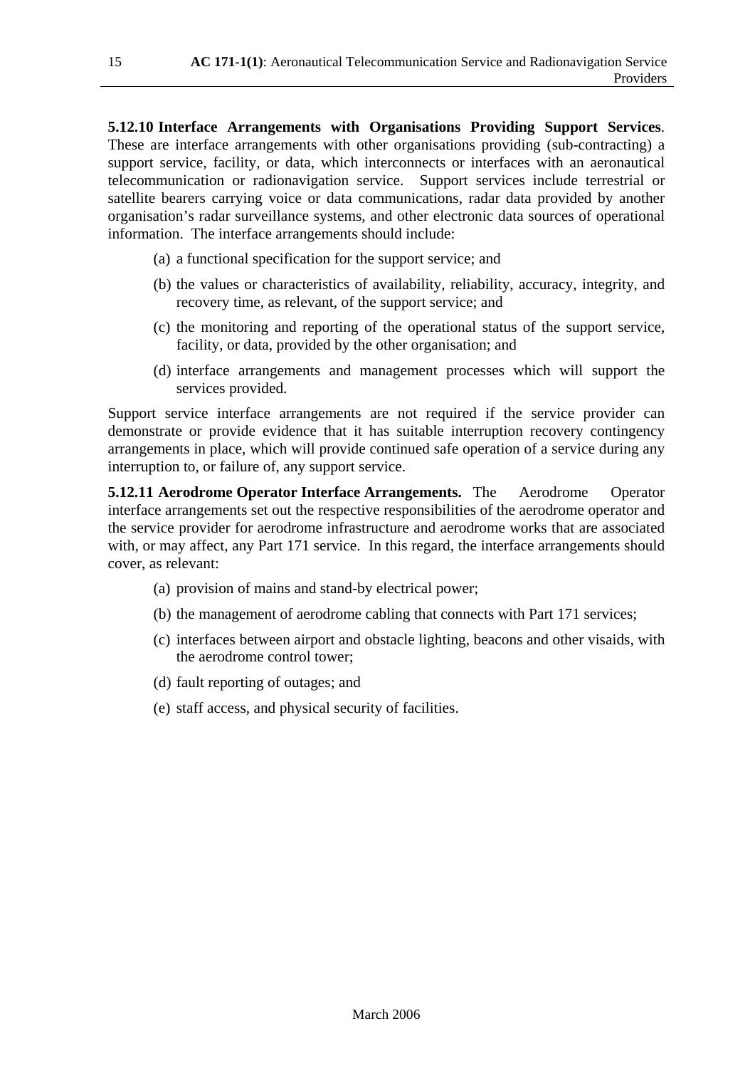**5.12.10 Interface Arrangements with Organisations Providing Support Services**. These are interface arrangements with other organisations providing (sub-contracting) a support service, facility, or data, which interconnects or interfaces with an aeronautical telecommunication or radionavigation service. Support services include terrestrial or satellite bearers carrying voice or data communications, radar data provided by another organisation's radar surveillance systems, and other electronic data sources of operational information. The interface arrangements should include:

(a) a functional specification for the support service; and

(b) the values or characteristics of availability, reliability, accuracy, integrity, and recovery time, as relevant, of the support service; and

(c) the monitoring and reporting of the operational status of the support service, facility, or data, provided by the other organisation; and

(d) interface arrangements and management processes which will support the services provided.

Support service interface arrangements are not required if the service provider can demonstrate or provide evidence that it has suitable interruption recovery contingency arrangements in place, which will provide continued safe operation of a service during any interruption to, or failure of, any support service.

**5.12.11 Aerodrome Operator Interface Arrangements.** The Aerodrome Operator interface arrangements set out the respective responsibilities of the aerodrome operator and the service provider for aerodrome infrastructure and aerodrome works that are associated with, or may affect, any Part 171 service. In this regard, the interface arrangements should cover, as relevant:

(a) provision of mains and stand-by electrical power;

(b) the management of aerodrome cabling that connects with Part 171 services;

(c) interfaces between airport and obstacle lighting, beacons and other visaids, with the aerodrome control tower;

(d) fault reporting of outages; and

(e) staff access, and physical security of facilities.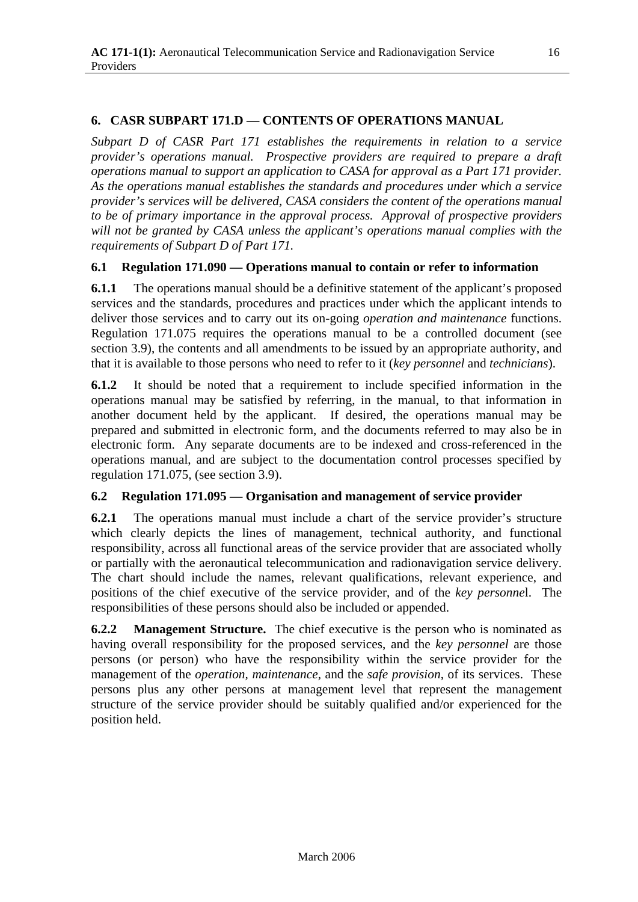## 6. CASR SUBPART 171.D — CONTENTS OF OPERATIONS MANUAL

*Subpart D of CASR Part 171 establishes the requirements in relation to a service provider's operations manual. Prospective providers are required to prepare a draft operations manual to support an application to CASA for approval as a Part 171 provider. As the operations manual establishes the standards and procedures under which a service provider's services will be delivered, CASA considers the content of the operations manual to be of primary importance in the approval process. Approval of prospective providers will not be granted by CASA unless the applicant's operations manual complies with the requirements of Subpart D of Part 171.*

### 6.1 Regulation 171.090 — Operations manual to contain or refer to information

**6.1.1** The operations manual should be a definitive statement of the applicant's proposed services and the standards, procedures and practices under which the applicant intends to deliver those services and to carry out its on-going *operation and maintenance* functions. Regulation 171.075 requires the operations manual to be a controlled document (see section 3.9), the contents and all amendments to be issued by an appropriate authority, and that it is available to those persons who need to refer to it (*key personnel* and *technicians*).

**6.1.2** It should be noted that a requirement to include specified information in the operations manual may be satisfied by referring, in the manual, to that information in another document held by the applicant. If desired, the operations manual may be prepared and submitted in electronic form, and the documents referred to may also be in electronic form. Any separate documents are to be indexed and cross-referenced in the operations manual, and are subject to the documentation control processes specified by regulation 171.075, (see section 3.9).

### 6.2 Regulation 171.095 — Organisation and management of service provider

**6.2.1** The operations manual must include a chart of the service provider's structure which clearly depicts the lines of management, technical authority, and functional responsibility, across all functional areas of the service provider that are associated wholly or partially with the aeronautical telecommunication and radionavigation service delivery. The chart should include the names, relevant qualifications, relevant experience, and positions of the chief executive of the service provider, and of the *key personnel*. The responsibilities of these persons should also be included or appended.

**6.2.2 Management Structure.** The chief executive is the person who is nominated as having overall responsibility for the proposed services, and the *key personnel* are those persons (or person) who have the responsibility within the service provider for the management of the *operation, maintenance,* and the *safe provision*, of its services. These persons plus any other persons at management level that represent the management structure of the service provider should be suitably qualified and/or experienced for the position held.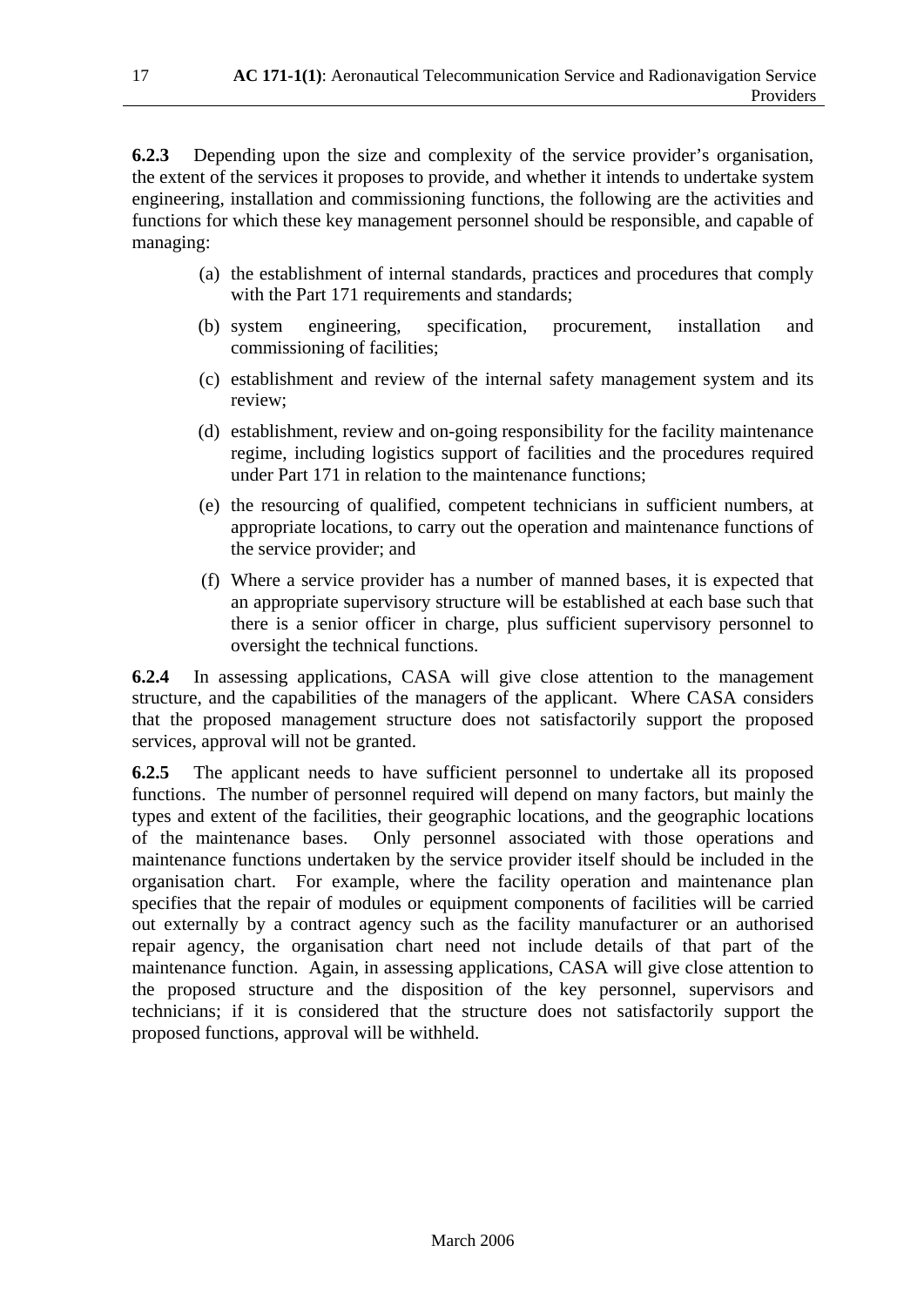**6.2.3** Depending upon the size and complexity of the service provider's organisation, the extent of the services it proposes to provide, and whether it intends to undertake system engineering, installation and commissioning functions, the following are the activities and functions for which these key management personnel should be responsible, and capable of managing:

(a) the establishment of internal standards, practices and procedures that comply with the Part 171 requirements and standards;

(b) system engineering, specification, procurement, installation and commissioning of facilities;

(c) establishment and review of the internal safety management system and its review;

(d) establishment, review and on-going responsibility for the facility maintenance regime, including logistics support of facilities and the procedures required under Part 171 in relation to the maintenance functions;

(e) the resourcing of qualified, competent technicians in sufficient numbers, at appropriate locations, to carry out the operation and maintenance functions of the service provider; and

(f) Where a service provider has a number of manned bases, it is expected that an appropriate supervisory structure will be established at each base such that there is a senior officer in charge, plus sufficient supervisory personnel to oversight the technical functions.

**6.2.4** In assessing applications, CASA will give close attention to the management structure, and the capabilities of the managers of the applicant. Where CASA considers that the proposed management structure does not satisfactorily support the proposed services, approval will not be granted.

**6.2.5** The applicant needs to have sufficient personnel to undertake all its proposed functions. The number of personnel required will depend on many factors, but mainly the types and extent of the facilities, their geographic locations, and the geographic locations of the maintenance bases. Only personnel associated with those operations and maintenance functions undertaken by the service provider itself should be included in the organisation chart. For example, where the facility operation and maintenance plan specifies that the repair of modules or equipment components of facilities will be carried out externally by a contract agency such as the facility manufacturer or an authorised repair agency, the organisation chart need not include details of that part of the maintenance function. Again, in assessing applications, CASA will give close attention to the proposed structure and the disposition of the key personnel, supervisors and technicians; if it is considered that the structure does not satisfactorily support the proposed functions, approval will be withheld.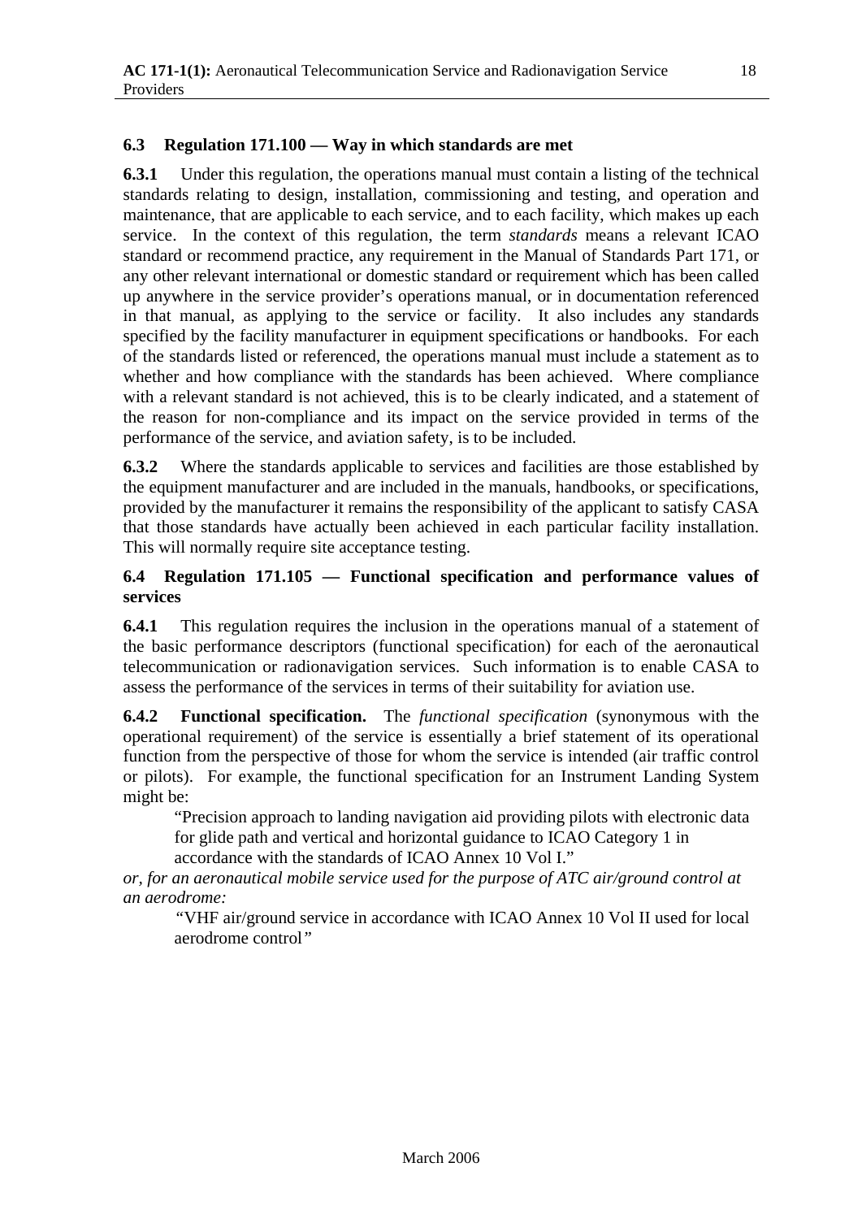### 6.3 Regulation 171.100 — Way in which standards are met

**6.3.1** Under this regulation, the operations manual must contain a listing of the technical standards relating to design, installation, commissioning and testing, and operation and maintenance, that are applicable to each service, and to each facility, which makes up each service. In the context of this regulation, the term *standards* means a relevant ICAO standard or recommend practice, any requirement in the Manual of Standards Part 171, or any other relevant international or domestic standard or requirement which has been called up anywhere in the service provider's operations manual, or in documentation referenced in that manual, as applying to the service or facility. It also includes any standards specified by the facility manufacturer in equipment specifications or handbooks. For each of the standards listed or referenced, the operations manual must include a statement as to whether and how compliance with the standards has been achieved. Where compliance with a relevant standard is not achieved, this is to be clearly indicated, and a statement of the reason for non-compliance and its impact on the service provided in terms of the performance of the service, and aviation safety, is to be included.

**6.3.2** Where the standards applicable to services and facilities are those established by the equipment manufacturer and are included in the manuals, handbooks, or specifications, provided by the manufacturer it remains the responsibility of the applicant to satisfy CASA that those standards have actually been achieved in each particular facility installation. This will normally require site acceptance testing.

### 6.4 Regulation 171.105 — Functional specification and performance values of services

**6.4.1** This regulation requires the inclusion in the operations manual of a statement of the basic performance descriptors (functional specification) for each of the aeronautical telecommunication or radionavigation services. Such information is to enable CASA to assess the performance of the services in terms of their suitability for aviation use.

**6.4.2 Functional specification.** The *functional specification* (synonymous with the operational requirement) of the service is essentially a brief statement of its operational function from the perspective of those for whom the service is intended (air traffic control or pilots). For example, the functional specification for an Instrument Landing System might be:

> "Precision approach to landing navigation aid providing pilots with electronic data for glide path and vertical and horizontal guidance to ICAO Category 1 in accordance with the standards of ICAO Annex 10 Vol I."

*or, for an aeronautical mobile service used for the purpose of ATC air/ground control at an aerodrome:*

> "VHF air/ground service in accordance with ICAO Annex 10 Vol II used for local aerodrome control"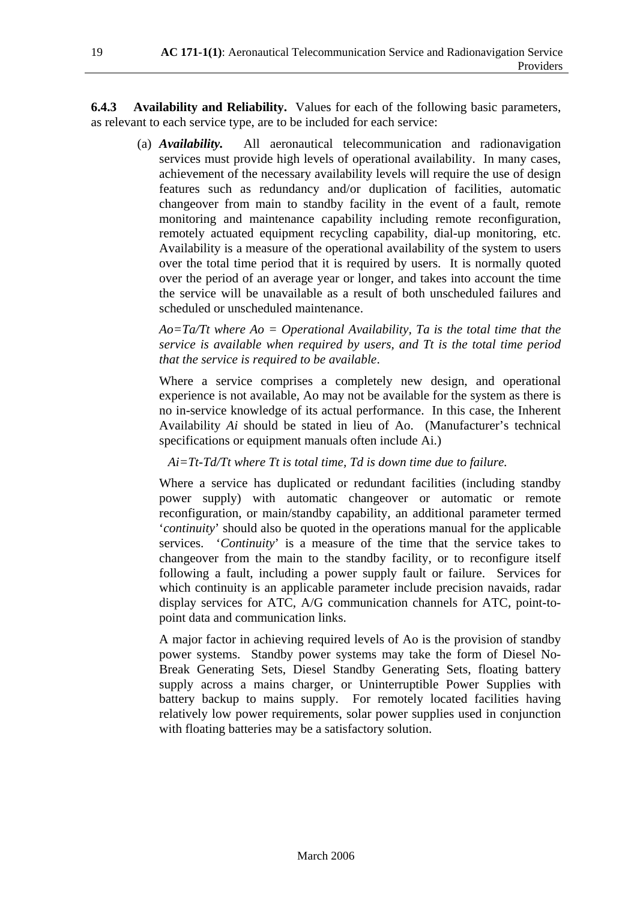**6.4.3 Availability and Reliability.** Values for each of the following basic parameters, as relevant to each service type, are to be included for each service:

(a) ***Availability.*** All aeronautical telecommunication and radionavigation services must provide high levels of operational availability. In many cases, achievement of the necessary availability levels will require the use of design features such as redundancy and/or duplication of facilities, automatic changeover from main to standby facility in the event of a fault, remote monitoring and maintenance capability including remote reconfiguration, remotely actuated equipment recycling capability, dial-up monitoring, etc. Availability is a measure of the operational availability of the system to users over the total time period that it is required by users. It is normally quoted over the period of an average year or longer, and takes into account the time the service will be unavailable as a result of both unscheduled failures and scheduled or unscheduled maintenance.

*$Ao=Ta/Tt$ where $Ao$ = Operational Availability, $Ta$ is the total time that the service is available when required by users, and $Tt$ is the total time period that the service is required to be available*.

Where a service comprises a completely new design, and operational experience is not available, Ao may not be available for the system as there is no in-service knowledge of its actual performance. In this case, the Inherent Availability *Ai* should be stated in lieu of Ao. (Manufacturer's technical specifications or equipment manuals often include Ai.)

*$Ai=Tt-Td/Tt$ where $Tt$ is total time, $Td$ is down time due to failure.*

Where a service has duplicated or redundant facilities (including standby power supply) with automatic changeover or automatic or remote reconfiguration, or main/standby capability, an additional parameter termed '*continuity*' should also be quoted in the operations manual for the applicable services. '*Continuity*' is a measure of the time that the service takes to changeover from the main to the standby facility, or to reconfigure itself following a fault, including a power supply fault or failure. Services for which continuity is an applicable parameter include precision navaids, radar display services for ATC, A/G communication channels for ATC, point-to-point data and communication links.

A major factor in achieving required levels of Ao is the provision of standby power systems. Standby power systems may take the form of Diesel No-Break Generating Sets, Diesel Standby Generating Sets, floating battery supply across a mains charger, or Uninterruptible Power Supplies with battery backup to mains supply. For remotely located facilities having relatively low power requirements, solar power supplies used in conjunction with floating batteries may be a satisfactory solution.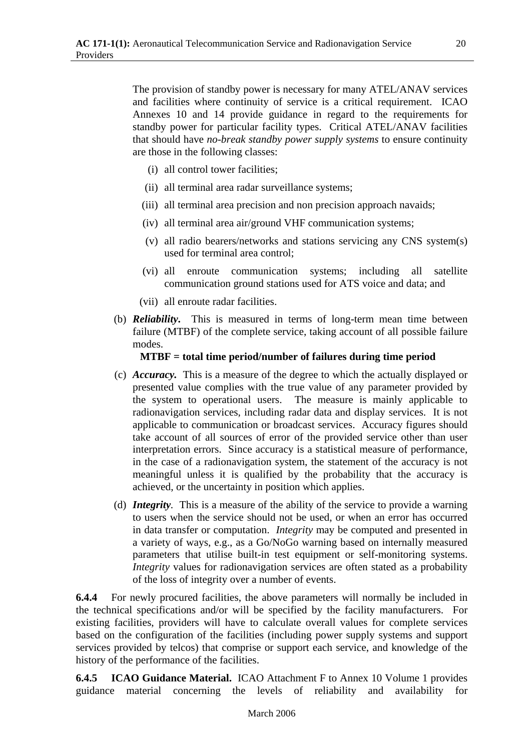The provision of standby power is necessary for many ATEL/ANAV services and facilities where continuity of service is a critical requirement. ICAO Annexes 10 and 14 provide guidance in regard to the requirements for standby power for particular facility types. Critical ATEL/ANAV facilities that should have *no-break standby power supply systems* to ensure continuity are those in the following classes:

(i) all control tower facilities;

(ii) all terminal area radar surveillance systems;

(iii) all terminal area precision and non precision approach navaids;

(iv) all terminal area air/ground VHF communication systems;

(v) all radio bearers/networks and stations servicing any CNS system(s) used for terminal area control;

(vi) all enroute communication systems; including all satellite communication ground stations used for ATS voice and data; and

(vii) all enroute radar facilities.

(b) ***Reliability.*** This is measured in terms of long-term mean time between failure (MTBF) of the complete service, taking account of all possible failure modes.

**MTBF = total time period/number of failures during time period**

(c) ***Accuracy.*** This is a measure of the degree to which the actually displayed or presented value complies with the true value of any parameter provided by the system to operational users. The measure is mainly applicable to radionavigation services, including radar data and display services. It is not applicable to communication or broadcast services. Accuracy figures should take account of all sources of error of the provided service other than user interpretation errors. Since accuracy is a statistical measure of performance, in the case of a radionavigation system, the statement of the accuracy is not meaningful unless it is qualified by the probability that the accuracy is achieved, or the uncertainty in position which applies.

(d) ***Integrity.*** This is a measure of the ability of the service to provide a warning to users when the service should not be used, or when an error has occurred in data transfer or computation. *Integrity* may be computed and presented in a variety of ways, e.g., as a Go/NoGo warning based on internally measured parameters that utilise built-in test equipment or self-monitoring systems. *Integrity* values for radionavigation services are often stated as a probability of the loss of integrity over a number of events.

**6.4.4** For newly procured facilities, the above parameters will normally be included in the technical specifications and/or will be specified by the facility manufacturers. For existing facilities, providers will have to calculate overall values for complete services based on the configuration of the facilities (including power supply systems and support services provided by telcos) that comprise or support each service, and knowledge of the history of the performance of the facilities.

**6.4.5 ICAO Guidance Material.** ICAO Attachment F to Annex 10 Volume 1 provides guidance material concerning the levels of reliability and availability for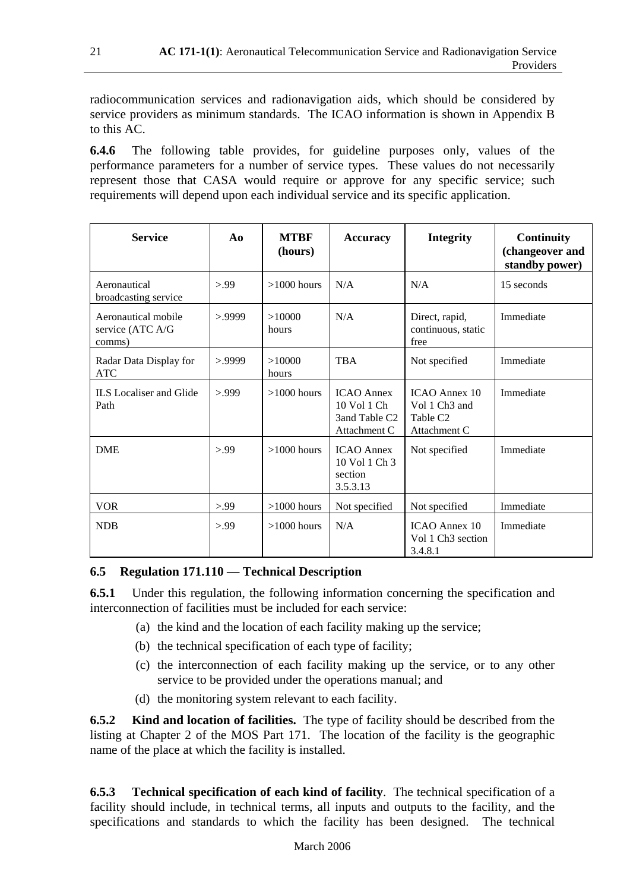radiocommunication services and radionavigation aids, which should be considered by service providers as minimum standards. The ICAO information is shown in Appendix B to this AC.

**6.4.6** The following table provides, for guideline purposes only, values of the performance parameters for a number of service types. These values do not necessarily represent those that CASA would require or approve for any specific service; such requirements will depend upon each individual service and its specific application.

| Service | Ao | MTBF (hours) | Accuracy | Integrity | Continuity (changeover and standby power) |
|---|---|---|---|---|---|
| Aeronautical broadcasting service | >.99 | >1000 hours | N/A | N/A | 15 seconds |
| Aeronautical mobile service (ATC A/G comms) | >.9999 | >10000 hours | N/A | Direct, rapid, continuous, static free | Immediate |
| Radar Data Display for ATC | >.9999 | >10000 hours | TBA | Not specified | Immediate |
| ILS Localiser and Glide Path | >.999 | >1000 hours | ICAO Annex 10 Vol 1 Ch 3and Table C2 Attachment C | ICAO Annex 10 Vol 1 Ch3 and Table C2 Attachment C | Immediate |
| DME | >.99 | >1000 hours | ICAO Annex 10 Vol 1 Ch 3 section 3.5.3.13 | Not specified | Immediate |
| VOR | >.99 | >1000 hours | Not specified | Not specified | Immediate |
| NDB | >.99 | >1000 hours | N/A | ICAO Annex 10 Vol 1 Ch3 section 3.4.8.1 | Immediate |

## 6.5 Regulation 171.110 — Technical Description

**6.5.1** Under this regulation, the following information concerning the specification and interconnection of facilities must be included for each service:

(a) the kind and the location of each facility making up the service;

(b) the technical specification of each type of facility;

(c) the interconnection of each facility making up the service, or to any other service to be provided under the operations manual; and

(d) the monitoring system relevant to each facility.

**6.5.2 Kind and location of facilities.** The type of facility should be described from the listing at Chapter 2 of the MOS Part 171. The location of the facility is the geographic name of the place at which the facility is installed.

**6.5.3 Technical specification of each kind of facility**. The technical specification of a facility should include, in technical terms, all inputs and outputs to the facility, and the specifications and standards to which the facility has been designed. The technical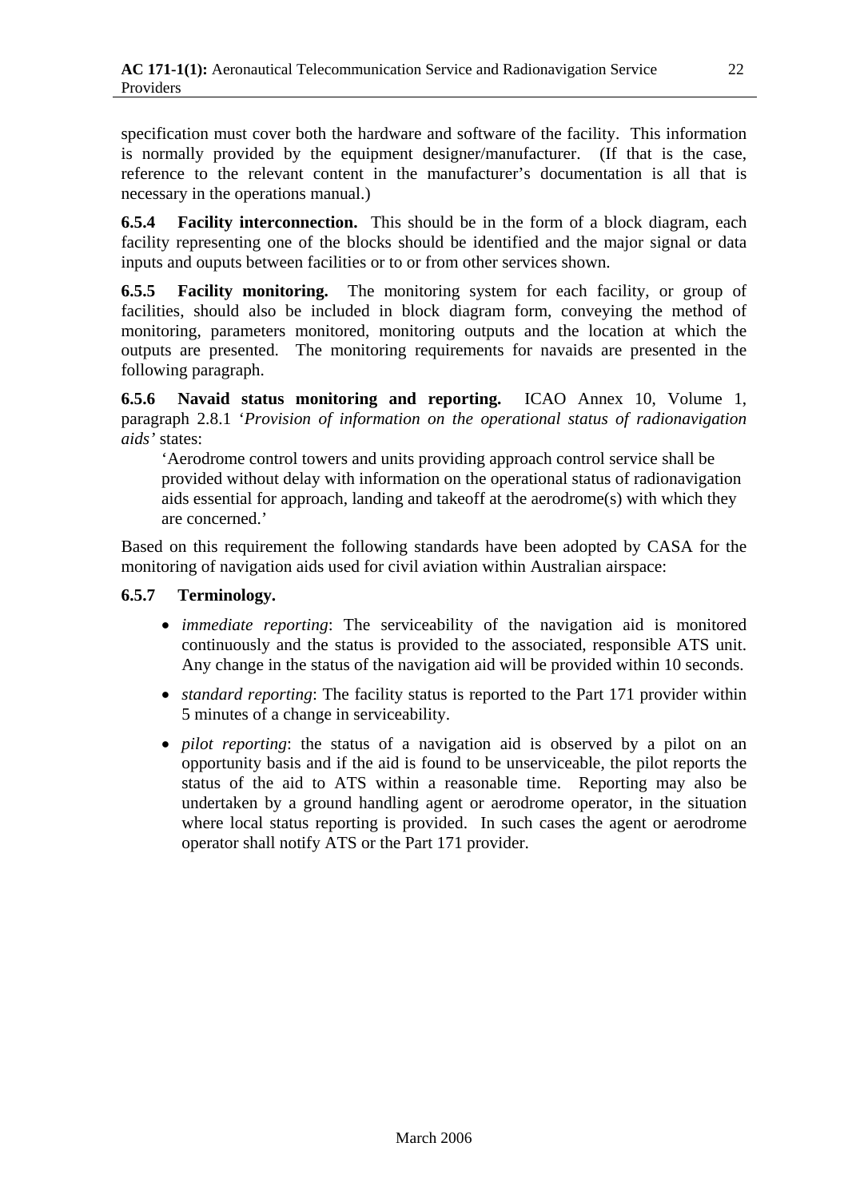specification must cover both the hardware and software of the facility. This information is normally provided by the equipment designer/manufacturer. (If that is the case, reference to the relevant content in the manufacturer's documentation is all that is necessary in the operations manual.)

**6.5.4 Facility interconnection.** This should be in the form of a block diagram, each facility representing one of the blocks should be identified and the major signal or data inputs and ouputs between facilities or to or from other services shown.

**6.5.5 Facility monitoring.** The monitoring system for each facility, or group of facilities, should also be included in block diagram form, conveying the method of monitoring, parameters monitored, monitoring outputs and the location at which the outputs are presented. The monitoring requirements for navaids are presented in the following paragraph.

**6.5.6 Navaid status monitoring and reporting.** ICAO Annex 10, Volume 1, paragraph 2.8.1 '*Provision of information on the operational status of radionavigation aids'* states:

> 'Aerodrome control towers and units providing approach control service shall be provided without delay with information on the operational status of radionavigation aids essential for approach, landing and takeoff at the aerodrome(s) with which they are concerned.'

Based on this requirement the following standards have been adopted by CASA for the monitoring of navigation aids used for civil aviation within Australian airspace:

**6.5.7 Terminology.**

- *immediate reporting*: The serviceability of the navigation aid is monitored continuously and the status is provided to the associated, responsible ATS unit. Any change in the status of the navigation aid will be provided within 10 seconds.
- *standard reporting*: The facility status is reported to the Part 171 provider within 5 minutes of a change in serviceability.
- *pilot reporting*: the status of a navigation aid is observed by a pilot on an opportunity basis and if the aid is found to be unserviceable, the pilot reports the status of the aid to ATS within a reasonable time. Reporting may also be undertaken by a ground handling agent or aerodrome operator, in the situation where local status reporting is provided. In such cases the agent or aerodrome operator shall notify ATS or the Part 171 provider.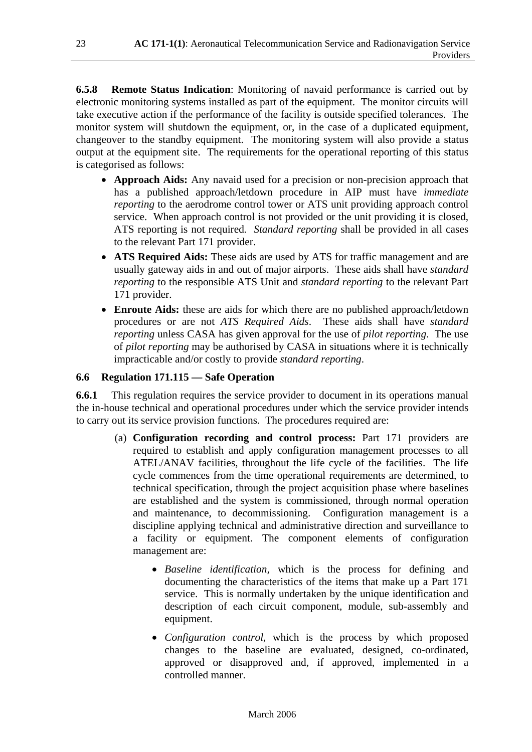**6.5.8 Remote Status Indication**: Monitoring of navaid performance is carried out by electronic monitoring systems installed as part of the equipment. The monitor circuits will take executive action if the performance of the facility is outside specified tolerances. The monitor system will shutdown the equipment, or, in the case of a duplicated equipment, changeover to the standby equipment. The monitoring system will also provide a status output at the equipment site. The requirements for the operational reporting of this status is categorised as follows:

- **Approach Aids:** Any navaid used for a precision or non-precision approach that has a published approach/letdown procedure in AIP must have *immediate reporting* to the aerodrome control tower or ATS unit providing approach control service. When approach control is not provided or the unit providing it is closed, ATS reporting is not required. *Standard reporting* shall be provided in all cases to the relevant Part 171 provider.
- **ATS Required Aids:** These aids are used by ATS for traffic management and are usually gateway aids in and out of major airports. These aids shall have *standard reporting* to the responsible ATS Unit and *standard reporting* to the relevant Part 171 provider.
- **Enroute Aids:** these are aids for which there are no published approach/letdown procedures or are not *ATS Required Aids*. These aids shall have *standard reporting* unless CASA has given approval for the use of *pilot reporting*. The use of *pilot reporting* may be authorised by CASA in situations where it is technically impracticable and/or costly to provide *standard reporting*.

## 6.6 Regulation 171.115 — Safe Operation

**6.6.1** This regulation requires the service provider to document in its operations manual the in-house technical and operational procedures under which the service provider intends to carry out its service provision functions. The procedures required are:

(a) **Configuration recording and control process:** Part 171 providers are required to establish and apply configuration management processes to all ATEL/ANAV facilities, throughout the life cycle of the facilities. The life cycle commences from the time operational requirements are determined, to technical specification, through the project acquisition phase where baselines are established and the system is commissioned, through normal operation and maintenance, to decommissioning. Configuration management is a discipline applying technical and administrative direction and surveillance to a facility or equipment. The component elements of configuration management are:

- *Baseline identification*, which is the process for defining and documenting the characteristics of the items that make up a Part 171 service. This is normally undertaken by the unique identification and description of each circuit component, module, sub-assembly and equipment.
- *Configuration control*, which is the process by which proposed changes to the baseline are evaluated, designed, co-ordinated, approved or disapproved and, if approved, implemented in a controlled manner.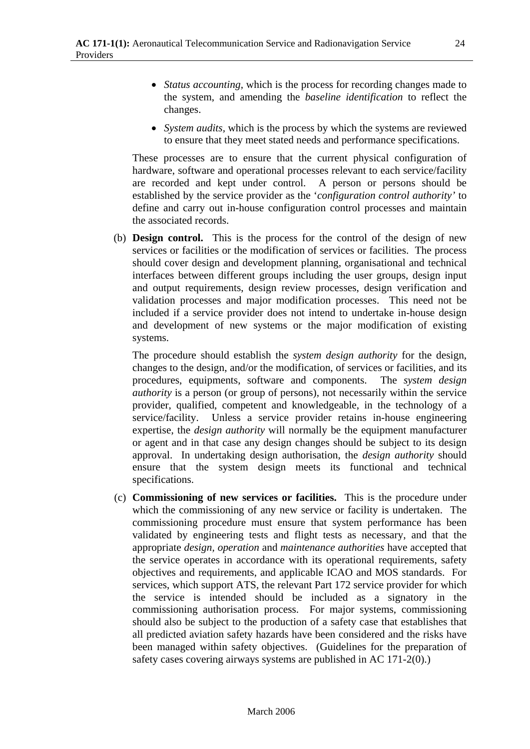- *Status accounting,* which is the process for recording changes made to the system, and amending the *baseline identification* to reflect the changes.
- *System audits,* which is the process by which the systems are reviewed to ensure that they meet stated needs and performance specifications.

These processes are to ensure that the current physical configuration of hardware, software and operational processes relevant to each service/facility are recorded and kept under control. A person or persons should be established by the service provider as the '*configuration control authority*' to define and carry out in-house configuration control processes and maintain the associated records.

(b) **Design control.** This is the process for the control of the design of new services or facilities or the modification of services or facilities. The process should cover design and development planning, organisational and technical interfaces between different groups including the user groups, design input and output requirements, design review processes, design verification and validation processes and major modification processes. This need not be included if a service provider does not intend to undertake in-house design and development of new systems or the major modification of existing systems.

The procedure should establish the *system design authority* for the design, changes to the design, and/or the modification, of services or facilities, and its procedures, equipments, software and components. The *system design authority* is a person (or group of persons), not necessarily within the service provider, qualified, competent and knowledgeable, in the technology of a service/facility. Unless a service provider retains in-house engineering expertise, the *design authority* will normally be the equipment manufacturer or agent and in that case any design changes should be subject to its design approval. In undertaking design authorisation, the *design authority* should ensure that the system design meets its functional and technical specifications.

(c) **Commissioning of new services or facilities.** This is the procedure under which the commissioning of any new service or facility is undertaken. The commissioning procedure must ensure that system performance has been validated by engineering tests and flight tests as necessary, and that the appropriate *design, operation* and *maintenance authorities* have accepted that the service operates in accordance with its operational requirements, safety objectives and requirements, and applicable ICAO and MOS standards. For services, which support ATS, the relevant Part 172 service provider for which the service is intended should be included as a signatory in the commissioning authorisation process. For major systems, commissioning should also be subject to the production of a safety case that establishes that all predicted aviation safety hazards have been considered and the risks have been managed within safety objectives. (Guidelines for the preparation of safety cases covering airways systems are published in AC 171-2(0).)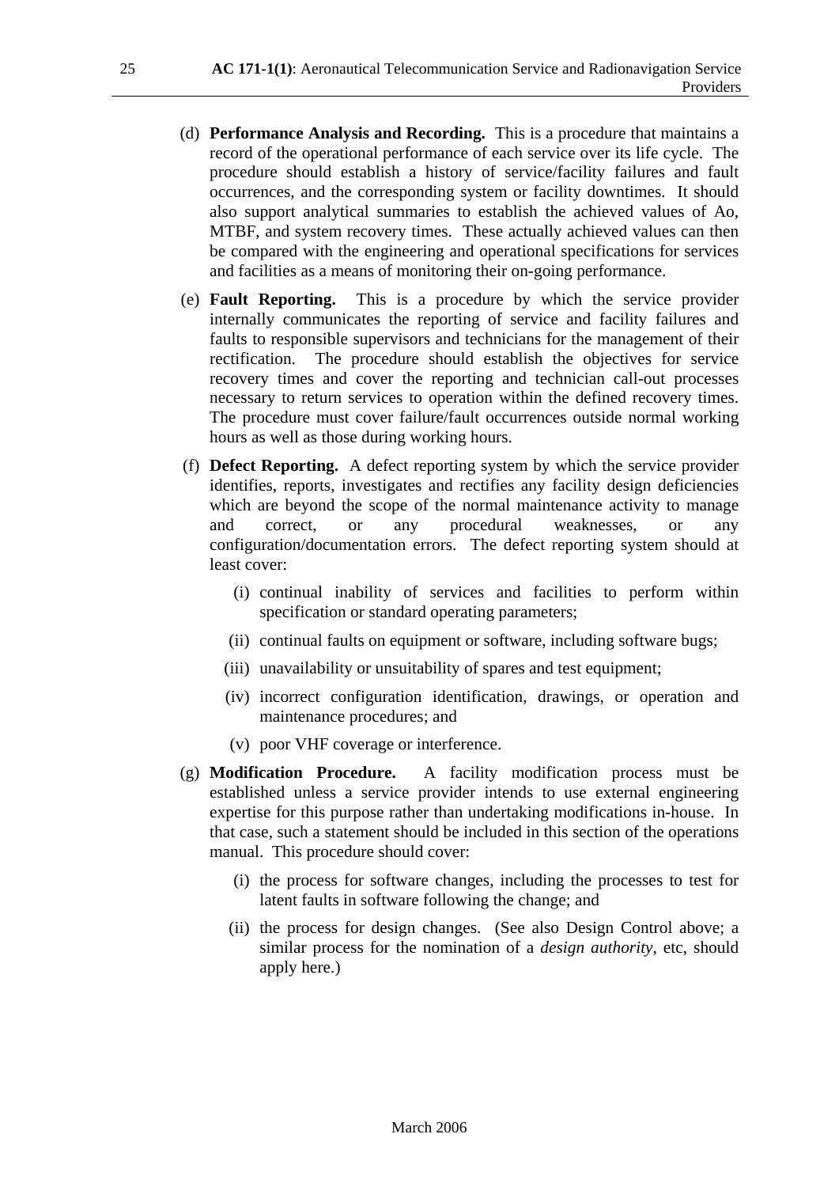(d) **Performance Analysis and Recording.** This is a procedure that maintains a record of the operational performance of each service over its life cycle. The procedure should establish a history of service/facility failures and fault occurrences, and the corresponding system or facility downtimes. It should also support analytical summaries to establish the achieved values of Ao, MTBF, and system recovery times. These actually achieved values can then be compared with the engineering and operational specifications for services and facilities as a means of monitoring their on-going performance.

(e) **Fault Reporting.** This is a procedure by which the service provider internally communicates the reporting of service and facility failures and faults to responsible supervisors and technicians for the management of their rectification. The procedure should establish the objectives for service recovery times and cover the reporting and technician call-out processes necessary to return services to operation within the defined recovery times. The procedure must cover failure/fault occurrences outside normal working hours as well as those during working hours.

(f) **Defect Reporting.** A defect reporting system by which the service provider identifies, reports, investigates and rectifies any facility design deficiencies which are beyond the scope of the normal maintenance activity to manage and correct, or any procedural weaknesses, or any configuration/documentation errors. The defect reporting system should at least cover:

   (i) continual inability of services and facilities to perform within specification or standard operating parameters;

   (ii) continual faults on equipment or software, including software bugs;

   (iii) unavailability or unsuitability of spares and test equipment;

   (iv) incorrect configuration identification, drawings, or operation and maintenance procedures; and

   (v) poor VHF coverage or interference.

(g) **Modification Procedure.** A facility modification process must be established unless a service provider intends to use external engineering expertise for this purpose rather than undertaking modifications in-house. In that case, such a statement should be included in this section of the operations manual. This procedure should cover:

   (i) the process for software changes, including the processes to test for latent faults in software following the change; and

   (ii) the process for design changes. (See also Design Control above; a similar process for the nomination of a *design authority*, etc, should apply here.)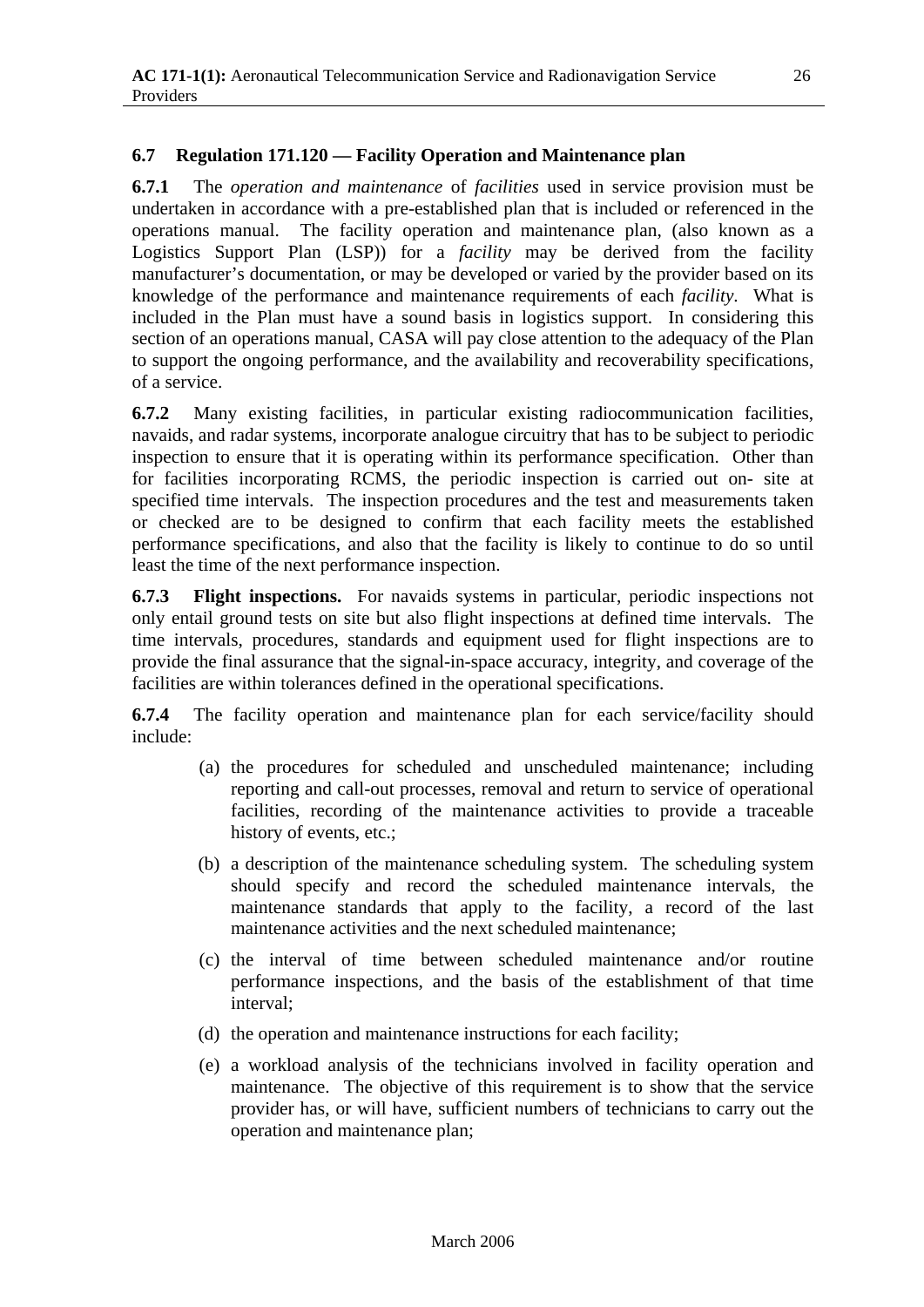## 6.7 Regulation 171.120 — Facility Operation and Maintenance plan

**6.7.1** The *operation and maintenance* of *facilities* used in service provision must be undertaken in accordance with a pre-established plan that is included or referenced in the operations manual. The facility operation and maintenance plan, (also known as a Logistics Support Plan (LSP)) for a *facility* may be derived from the facility manufacturer's documentation, or may be developed or varied by the provider based on its knowledge of the performance and maintenance requirements of each *facility*. What is included in the Plan must have a sound basis in logistics support. In considering this section of an operations manual, CASA will pay close attention to the adequacy of the Plan to support the ongoing performance, and the availability and recoverability specifications, of a service.

**6.7.2** Many existing facilities, in particular existing radiocommunication facilities, navaids, and radar systems, incorporate analogue circuitry that has to be subject to periodic inspection to ensure that it is operating within its performance specification. Other than for facilities incorporating RCMS, the periodic inspection is carried out on- site at specified time intervals. The inspection procedures and the test and measurements taken or checked are to be designed to confirm that each facility meets the established performance specifications, and also that the facility is likely to continue to do so until least the time of the next performance inspection.

**6.7.3 Flight inspections.** For navaids systems in particular, periodic inspections not only entail ground tests on site but also flight inspections at defined time intervals. The time intervals, procedures, standards and equipment used for flight inspections are to provide the final assurance that the signal-in-space accuracy, integrity, and coverage of the facilities are within tolerances defined in the operational specifications.

**6.7.4** The facility operation and maintenance plan for each service/facility should include:

(a) the procedures for scheduled and unscheduled maintenance; including reporting and call-out processes, removal and return to service of operational facilities, recording of the maintenance activities to provide a traceable history of events, etc.;

(b) a description of the maintenance scheduling system. The scheduling system should specify and record the scheduled maintenance intervals, the maintenance standards that apply to the facility, a record of the last maintenance activities and the next scheduled maintenance;

(c) the interval of time between scheduled maintenance and/or routine performance inspections, and the basis of the establishment of that time interval;

(d) the operation and maintenance instructions for each facility;

(e) a workload analysis of the technicians involved in facility operation and maintenance. The objective of this requirement is to show that the service provider has, or will have, sufficient numbers of technicians to carry out the operation and maintenance plan;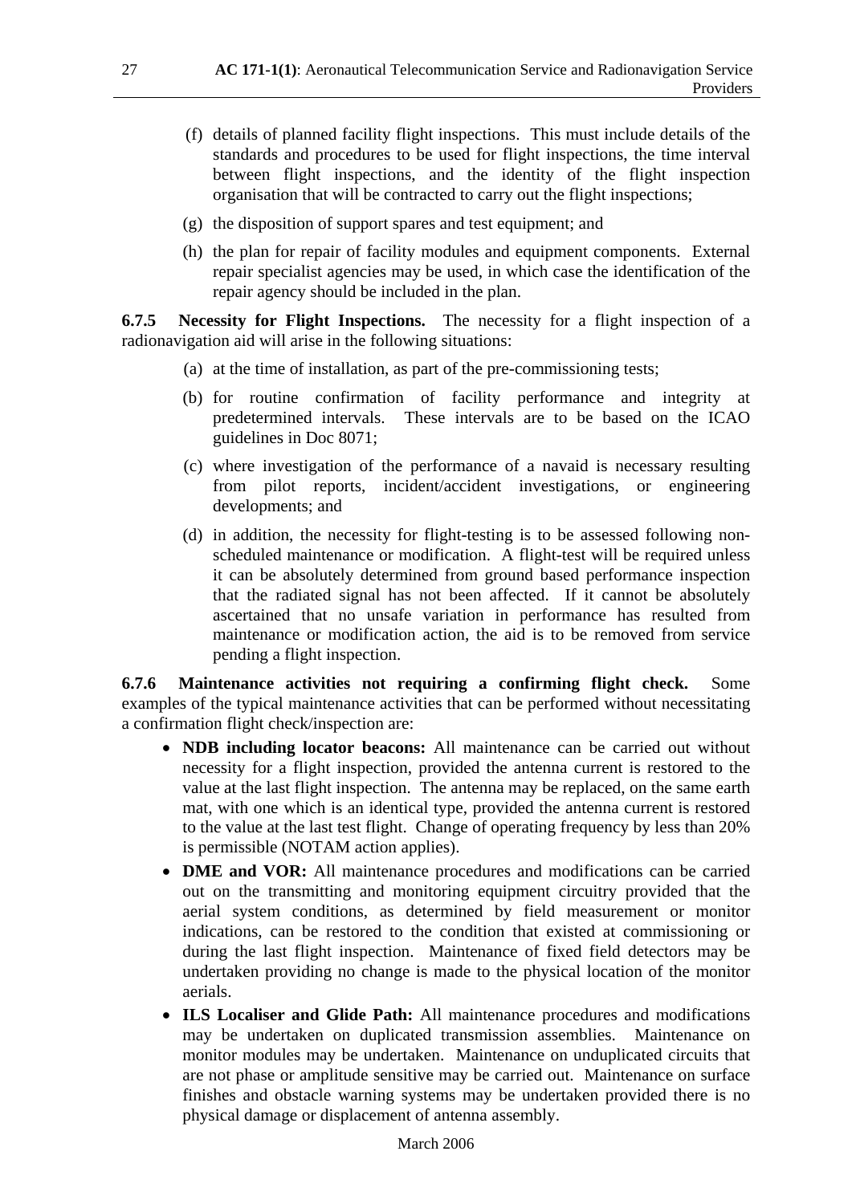(f) details of planned facility flight inspections. This must include details of the standards and procedures to be used for flight inspections, the time interval between flight inspections, and the identity of the flight inspection organisation that will be contracted to carry out the flight inspections;

(g) the disposition of support spares and test equipment; and

(h) the plan for repair of facility modules and equipment components. External repair specialist agencies may be used, in which case the identification of the repair agency should be included in the plan.

**6.7.5 Necessity for Flight Inspections.** The necessity for a flight inspection of a radionavigation aid will arise in the following situations:

(a) at the time of installation, as part of the pre-commissioning tests;

(b) for routine confirmation of facility performance and integrity at predetermined intervals. These intervals are to be based on the ICAO guidelines in Doc 8071;

(c) where investigation of the performance of a navaid is necessary resulting from pilot reports, incident/accident investigations, or engineering developments; and

(d) in addition, the necessity for flight-testing is to be assessed following non-scheduled maintenance or modification. A flight-test will be required unless it can be absolutely determined from ground based performance inspection that the radiated signal has not been affected. If it cannot be absolutely ascertained that no unsafe variation in performance has resulted from maintenance or modification action, the aid is to be removed from service pending a flight inspection.

**6.7.6 Maintenance activities not requiring a confirming flight check.** Some examples of the typical maintenance activities that can be performed without necessitating a confirmation flight check/inspection are:

- **NDB including locator beacons:** All maintenance can be carried out without necessity for a flight inspection, provided the antenna current is restored to the value at the last flight inspection. The antenna may be replaced, on the same earth mat, with one which is an identical type, provided the antenna current is restored to the value at the last test flight. Change of operating frequency by less than 20% is permissible (NOTAM action applies).
- **DME and VOR:** All maintenance procedures and modifications can be carried out on the transmitting and monitoring equipment circuitry provided that the aerial system conditions, as determined by field measurement or monitor indications, can be restored to the condition that existed at commissioning or during the last flight inspection. Maintenance of fixed field detectors may be undertaken providing no change is made to the physical location of the monitor aerials.
- **ILS Localiser and Glide Path:** All maintenance procedures and modifications may be undertaken on duplicated transmission assemblies. Maintenance on monitor modules may be undertaken. Maintenance on unduplicated circuits that are not phase or amplitude sensitive may be carried out. Maintenance on surface finishes and obstacle warning systems may be undertaken provided there is no physical damage or displacement of antenna assembly.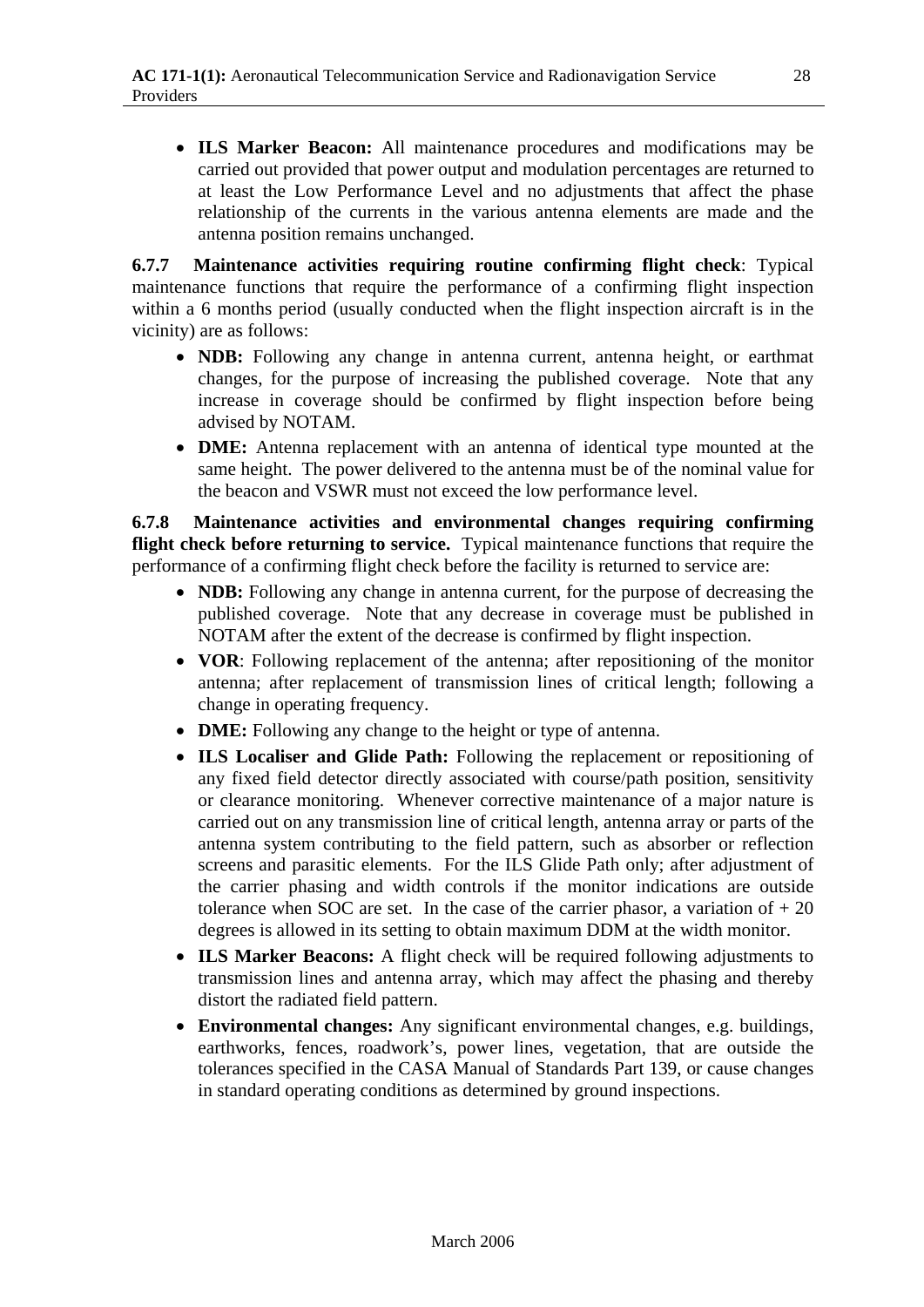- **ILS Marker Beacon:** All maintenance procedures and modifications may be carried out provided that power output and modulation percentages are returned to at least the Low Performance Level and no adjustments that affect the phase relationship of the currents in the various antenna elements are made and the antenna position remains unchanged.

**6.7.7 Maintenance activities requiring routine confirming flight check**: Typical maintenance functions that require the performance of a confirming flight inspection within a 6 months period (usually conducted when the flight inspection aircraft is in the vicinity) are as follows:

- **NDB:** Following any change in antenna current, antenna height, or earthmat changes, for the purpose of increasing the published coverage. Note that any increase in coverage should be confirmed by flight inspection before being advised by NOTAM.
- **DME:** Antenna replacement with an antenna of identical type mounted at the same height. The power delivered to the antenna must be of the nominal value for the beacon and VSWR must not exceed the low performance level.

**6.7.8 Maintenance activities and environmental changes requiring confirming flight check before returning to service.** Typical maintenance functions that require the performance of a confirming flight check before the facility is returned to service are:

- **NDB:** Following any change in antenna current, for the purpose of decreasing the published coverage. Note that any decrease in coverage must be published in NOTAM after the extent of the decrease is confirmed by flight inspection.
- **VOR**: Following replacement of the antenna; after repositioning of the monitor antenna; after replacement of transmission lines of critical length; following a change in operating frequency.
- **DME:** Following any change to the height or type of antenna.
- **ILS Localiser and Glide Path:** Following the replacement or repositioning of any fixed field detector directly associated with course/path position, sensitivity or clearance monitoring. Whenever corrective maintenance of a major nature is carried out on any transmission line of critical length, antenna array or parts of the antenna system contributing to the field pattern, such as absorber or reflection screens and parasitic elements. For the ILS Glide Path only; after adjustment of the carrier phasing and width controls if the monitor indications are outside tolerance when SOC are set. In the case of the carrier phasor, a variation of + 20 degrees is allowed in its setting to obtain maximum DDM at the width monitor.
- **ILS Marker Beacons:** A flight check will be required following adjustments to transmission lines and antenna array, which may affect the phasing and thereby distort the radiated field pattern.
- **Environmental changes:** Any significant environmental changes, e.g. buildings, earthworks, fences, roadwork's, power lines, vegetation, that are outside the tolerances specified in the CASA Manual of Standards Part 139, or cause changes in standard operating conditions as determined by ground inspections.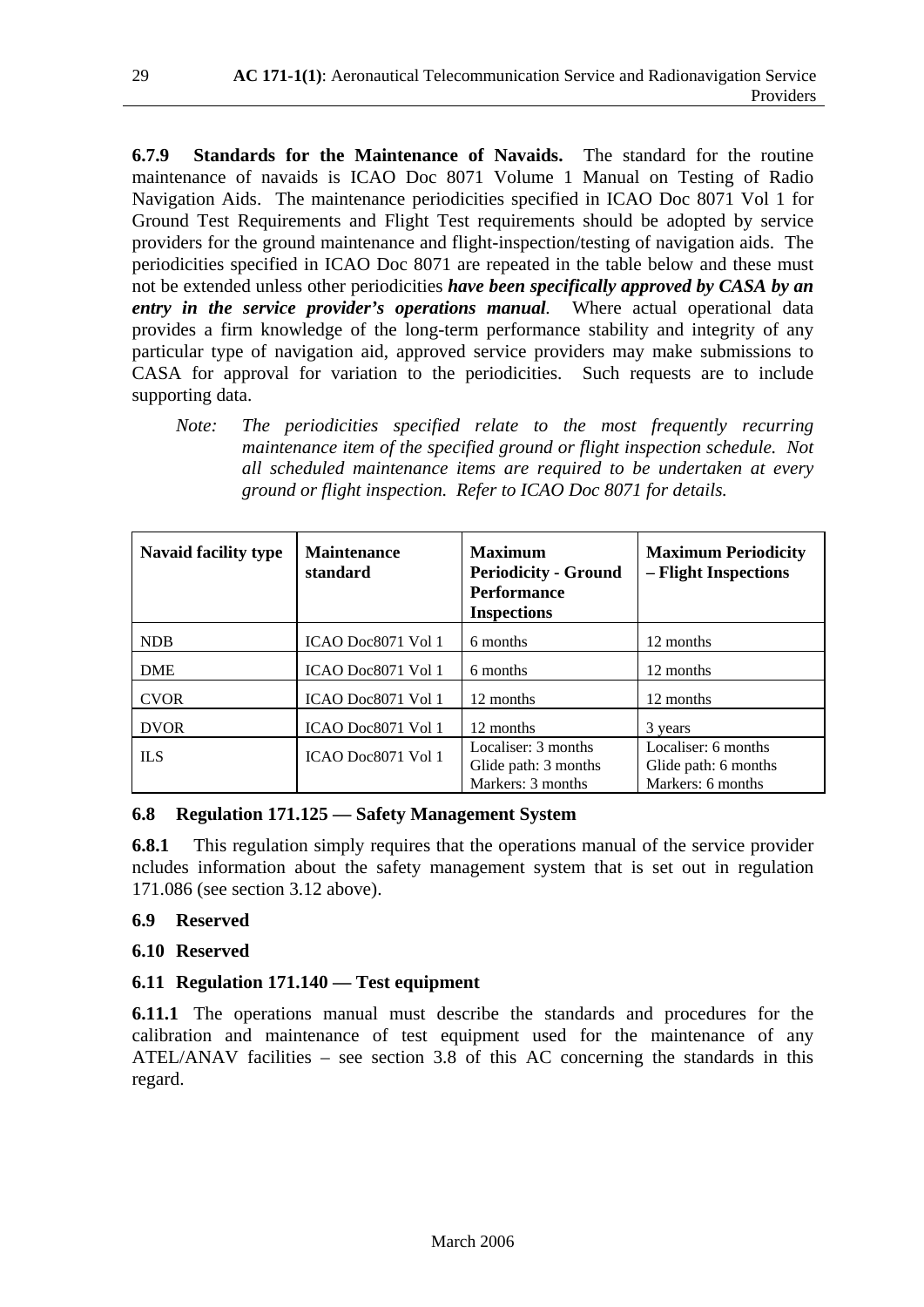**6.7.9 Standards for the Maintenance of Navaids.** The standard for the routine maintenance of navaids is ICAO Doc 8071 Volume 1 Manual on Testing of Radio Navigation Aids. The maintenance periodicities specified in ICAO Doc 8071 Vol 1 for Ground Test Requirements and Flight Test requirements should be adopted by service providers for the ground maintenance and flight-inspection/testing of navigation aids. The periodicities specified in ICAO Doc 8071 are repeated in the table below and these must not be extended unless other periodicities ***have been specifically approved by CASA by an entry in the service provider's operations manual***. Where actual operational data provides a firm knowledge of the long-term performance stability and integrity of any particular type of navigation aid, approved service providers may make submissions to CASA for approval for variation to the periodicities. Such requests are to include supporting data.

> *Note: The periodicities specified relate to the most frequently recurring maintenance item of the specified ground or flight inspection schedule. Not all scheduled maintenance items are required to be undertaken at every ground or flight inspection. Refer to ICAO Doc 8071 for details.*

| **Navaid facility type** | **Maintenance standard** | **Maximum Periodicity - Ground Performance Inspections** | **Maximum Periodicity – Flight Inspections** |
|---|---|---|---|
| NDB | ICAO Doc8071 Vol 1 | 6 months | 12 months |
| DME | ICAO Doc8071 Vol 1 | 6 months | 12 months |
| CVOR | ICAO Doc8071 Vol 1 | 12 months | 12 months |
| DVOR | ICAO Doc8071 Vol 1 | 12 months | 3 years |
| ILS | ICAO Doc8071 Vol 1 | Localiser: 3 months<br>Glide path: 3 months<br>Markers: 3 months | Localiser: 6 months<br>Glide path: 6 months<br>Markers: 6 months |

## 6.8 Regulation 171.125 — Safety Management System

**6.8.1** This regulation simply requires that the operations manual of the service provider ncludes information about the safety management system that is set out in regulation 171.086 (see section 3.12 above).

## 6.9 Reserved

## 6.10 Reserved

## 6.11 Regulation 171.140 — Test equipment

**6.11.1** The operations manual must describe the standards and procedures for the calibration and maintenance of test equipment used for the maintenance of any ATEL/ANAV facilities – see section 3.8 of this AC concerning the standards in this regard.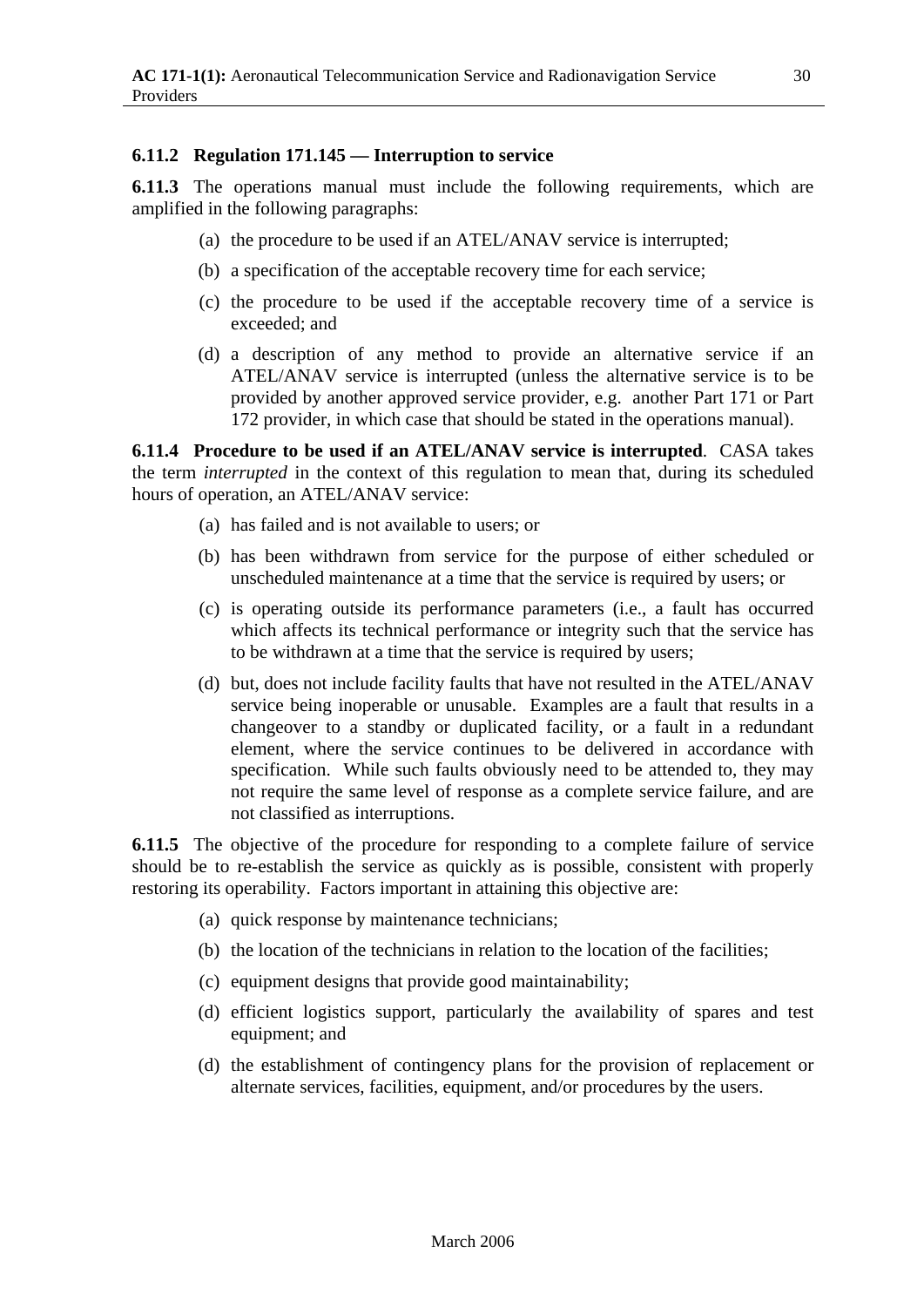### 6.11.2 Regulation 171.145 — Interruption to service

**6.11.3** The operations manual must include the following requirements, which are amplified in the following paragraphs:

(a) the procedure to be used if an ATEL/ANAV service is interrupted;

(b) a specification of the acceptable recovery time for each service;

(c) the procedure to be used if the acceptable recovery time of a service is exceeded; and

(d) a description of any method to provide an alternative service if an ATEL/ANAV service is interrupted (unless the alternative service is to be provided by another approved service provider, e.g. another Part 171 or Part 172 provider, in which case that should be stated in the operations manual).

**6.11.4 Procedure to be used if an ATEL/ANAV service is interrupted**. CASA takes the term *interrupted* in the context of this regulation to mean that, during its scheduled hours of operation, an ATEL/ANAV service:

(a) has failed and is not available to users; or

(b) has been withdrawn from service for the purpose of either scheduled or unscheduled maintenance at a time that the service is required by users; or

(c) is operating outside its performance parameters (i.e., a fault has occurred which affects its technical performance or integrity such that the service has to be withdrawn at a time that the service is required by users;

(d) but, does not include facility faults that have not resulted in the ATEL/ANAV service being inoperable or unusable. Examples are a fault that results in a changeover to a standby or duplicated facility, or a fault in a redundant element, where the service continues to be delivered in accordance with specification. While such faults obviously need to be attended to, they may not require the same level of response as a complete service failure, and are not classified as interruptions.

**6.11.5** The objective of the procedure for responding to a complete failure of service should be to re-establish the service as quickly as is possible, consistent with properly restoring its operability. Factors important in attaining this objective are:

(a) quick response by maintenance technicians;

(b) the location of the technicians in relation to the location of the facilities;

(c) equipment designs that provide good maintainability;

(d) efficient logistics support, particularly the availability of spares and test equipment; and

(d) the establishment of contingency plans for the provision of replacement or alternate services, facilities, equipment, and/or procedures by the users.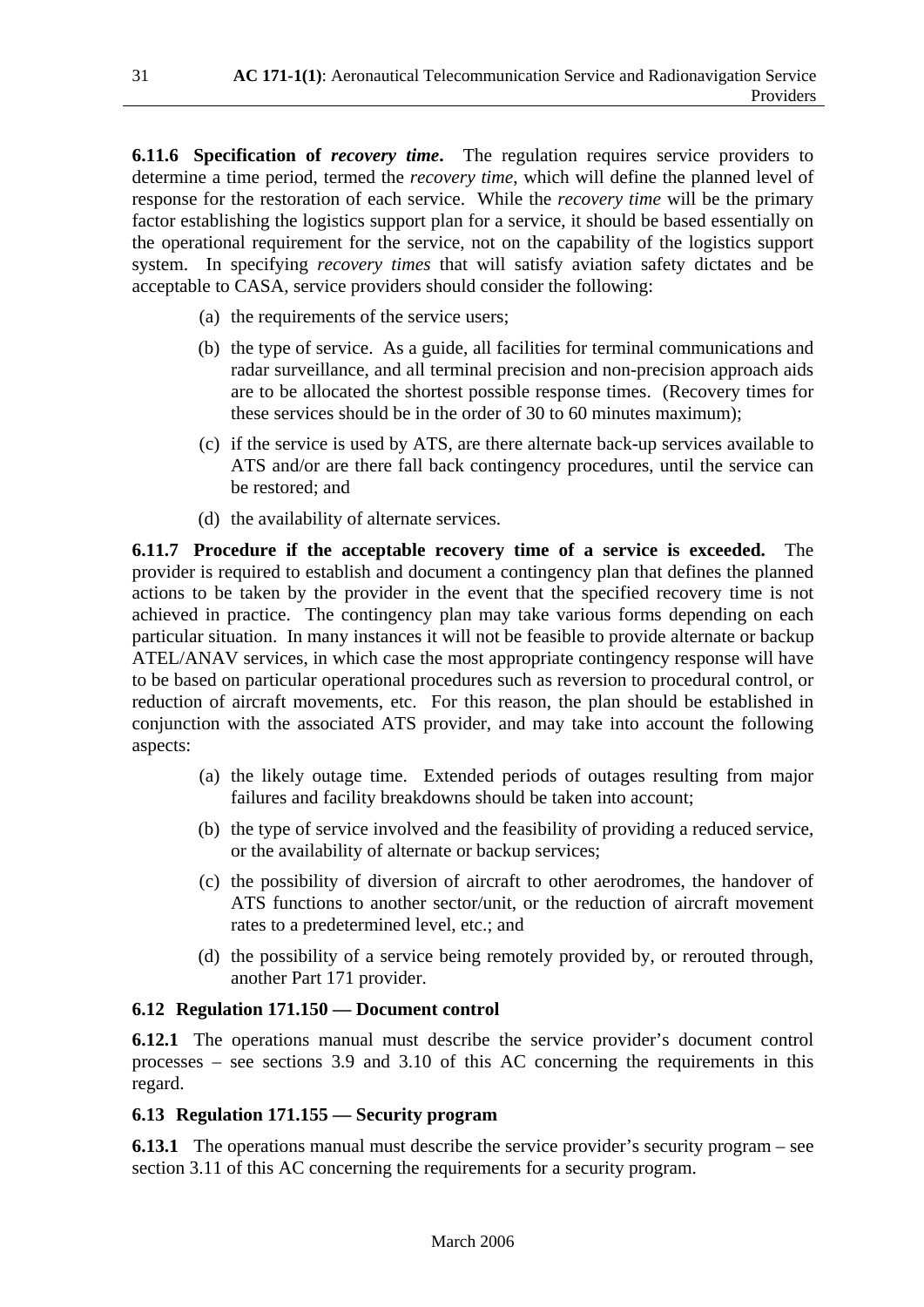**6.11.6 Specification of *recovery time*.** The regulation requires service providers to determine a time period, termed the *recovery time*, which will define the planned level of response for the restoration of each service. While the *recovery time* will be the primary factor establishing the logistics support plan for a service, it should be based essentially on the operational requirement for the service, not on the capability of the logistics support system. In specifying *recovery times* that will satisfy aviation safety dictates and be acceptable to CASA, service providers should consider the following:

(a) the requirements of the service users;

(b) the type of service. As a guide, all facilities for terminal communications and radar surveillance, and all terminal precision and non-precision approach aids are to be allocated the shortest possible response times. (Recovery times for these services should be in the order of 30 to 60 minutes maximum);

(c) if the service is used by ATS, are there alternate back-up services available to ATS and/or are there fall back contingency procedures, until the service can be restored; and

(d) the availability of alternate services.

**6.11.7 Procedure if the acceptable recovery time of a service is exceeded.** The provider is required to establish and document a contingency plan that defines the planned actions to be taken by the provider in the event that the specified recovery time is not achieved in practice. The contingency plan may take various forms depending on each particular situation. In many instances it will not be feasible to provide alternate or backup ATEL/ANAV services, in which case the most appropriate contingency response will have to be based on particular operational procedures such as reversion to procedural control, or reduction of aircraft movements, etc. For this reason, the plan should be established in conjunction with the associated ATS provider, and may take into account the following aspects:

(a) the likely outage time. Extended periods of outages resulting from major failures and facility breakdowns should be taken into account;

(b) the type of service involved and the feasibility of providing a reduced service, or the availability of alternate or backup services;

(c) the possibility of diversion of aircraft to other aerodromes, the handover of ATS functions to another sector/unit, or the reduction of aircraft movement rates to a predetermined level, etc.; and

(d) the possibility of a service being remotely provided by, or rerouted through, another Part 171 provider.

### 6.12 Regulation 171.150 — Document control

**6.12.1** The operations manual must describe the service provider's document control processes – see sections 3.9 and 3.10 of this AC concerning the requirements in this regard.

### 6.13 Regulation 171.155 — Security program

**6.13.1** The operations manual must describe the service provider's security program – see section 3.11 of this AC concerning the requirements for a security program.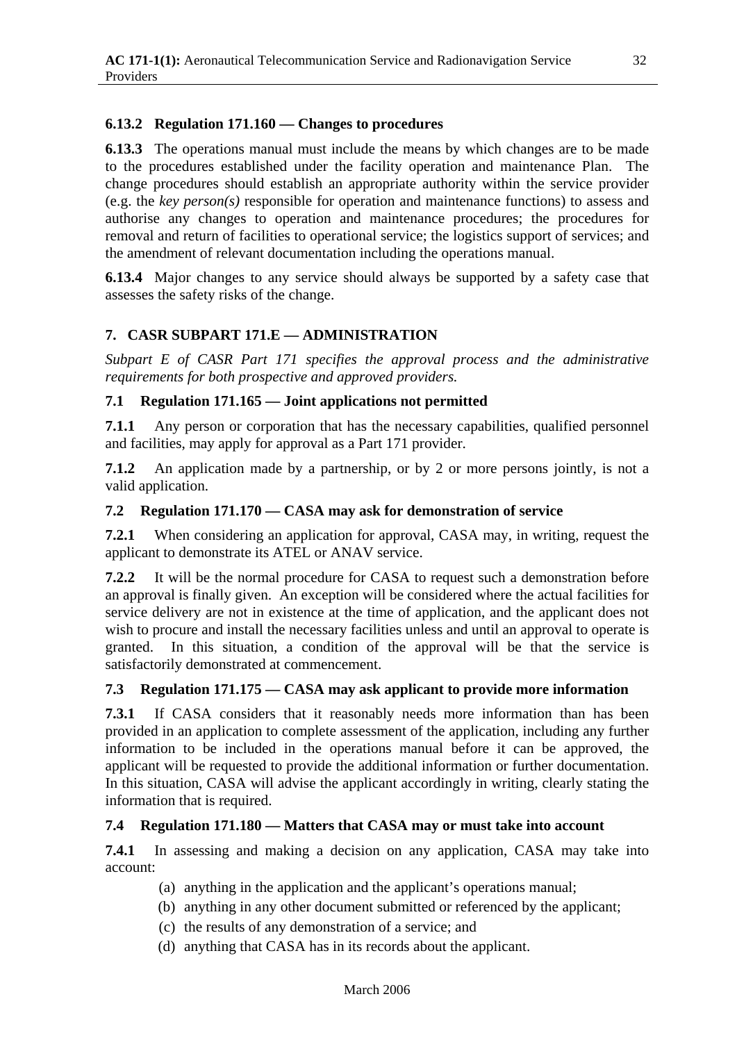### 6.13.2 Regulation 171.160 — Changes to procedures

**6.13.3** The operations manual must include the means by which changes are to be made to the procedures established under the facility operation and maintenance Plan. The change procedures should establish an appropriate authority within the service provider (e.g. the *key person(s)* responsible for operation and maintenance functions) to assess and authorise any changes to operation and maintenance procedures; the procedures for removal and return of facilities to operational service; the logistics support of services; and the amendment of relevant documentation including the operations manual.

**6.13.4** Major changes to any service should always be supported by a safety case that assesses the safety risks of the change.

## 7. CASR SUBPART 171.E — ADMINISTRATION

*Subpart E of CASR Part 171 specifies the approval process and the administrative requirements for both prospective and approved providers.*

### 7.1 Regulation 171.165 — Joint applications not permitted

**7.1.1** Any person or corporation that has the necessary capabilities, qualified personnel and facilities, may apply for approval as a Part 171 provider.

**7.1.2** An application made by a partnership, or by 2 or more persons jointly, is not a valid application.

### 7.2 Regulation 171.170 — CASA may ask for demonstration of service

**7.2.1** When considering an application for approval, CASA may, in writing, request the applicant to demonstrate its ATEL or ANAV service.

**7.2.2** It will be the normal procedure for CASA to request such a demonstration before an approval is finally given. An exception will be considered where the actual facilities for service delivery are not in existence at the time of application, and the applicant does not wish to procure and install the necessary facilities unless and until an approval to operate is granted. In this situation, a condition of the approval will be that the service is satisfactorily demonstrated at commencement.

### 7.3 Regulation 171.175 — CASA may ask applicant to provide more information

**7.3.1** If CASA considers that it reasonably needs more information than has been provided in an application to complete assessment of the application, including any further information to be included in the operations manual before it can be approved, the applicant will be requested to provide the additional information or further documentation. In this situation, CASA will advise the applicant accordingly in writing, clearly stating the information that is required.

### 7.4 Regulation 171.180 — Matters that CASA may or must take into account

**7.4.1** In assessing and making a decision on any application, CASA may take into account:

(a) anything in the application and the applicant's operations manual;

(b) anything in any other document submitted or referenced by the applicant;

(c) the results of any demonstration of a service; and

(d) anything that CASA has in its records about the applicant.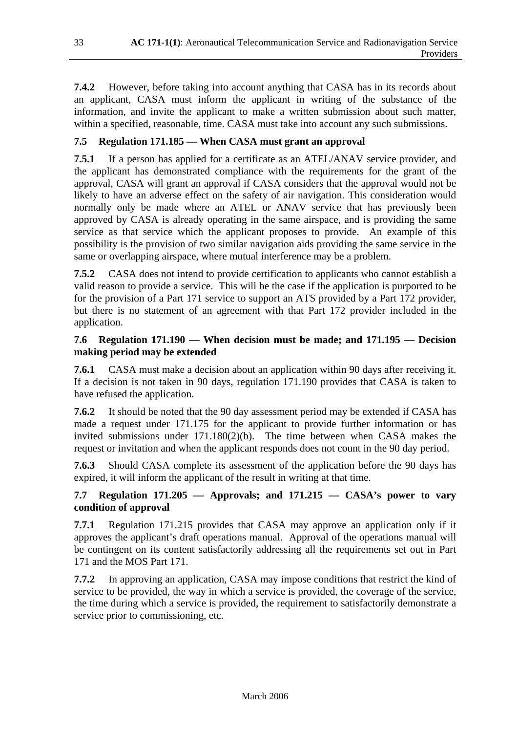**7.4.2** However, before taking into account anything that CASA has in its records about an applicant, CASA must inform the applicant in writing of the substance of the information, and invite the applicant to make a written submission about such matter, within a specified, reasonable, time. CASA must take into account any such submissions.

### 7.5 Regulation 171.185 — When CASA must grant an approval

**7.5.1** If a person has applied for a certificate as an ATEL/ANAV service provider, and the applicant has demonstrated compliance with the requirements for the grant of the approval, CASA will grant an approval if CASA considers that the approval would not be likely to have an adverse effect on the safety of air navigation. This consideration would normally only be made where an ATEL or ANAV service that has previously been approved by CASA is already operating in the same airspace, and is providing the same service as that service which the applicant proposes to provide. An example of this possibility is the provision of two similar navigation aids providing the same service in the same or overlapping airspace, where mutual interference may be a problem.

**7.5.2** CASA does not intend to provide certification to applicants who cannot establish a valid reason to provide a service. This will be the case if the application is purported to be for the provision of a Part 171 service to support an ATS provided by a Part 172 provider, but there is no statement of an agreement with that Part 172 provider included in the application.

### 7.6 Regulation 171.190 — When decision must be made; and 171.195 — Decision making period may be extended

**7.6.1** CASA must make a decision about an application within 90 days after receiving it. If a decision is not taken in 90 days, regulation 171.190 provides that CASA is taken to have refused the application.

**7.6.2** It should be noted that the 90 day assessment period may be extended if CASA has made a request under 171.175 for the applicant to provide further information or has invited submissions under 171.180(2)(b). The time between when CASA makes the request or invitation and when the applicant responds does not count in the 90 day period.

**7.6.3** Should CASA complete its assessment of the application before the 90 days has expired, it will inform the applicant of the result in writing at that time.

### 7.7 Regulation 171.205 — Approvals; and 171.215 — CASA's power to vary condition of approval

**7.7.1** Regulation 171.215 provides that CASA may approve an application only if it approves the applicant's draft operations manual. Approval of the operations manual will be contingent on its content satisfactorily addressing all the requirements set out in Part 171 and the MOS Part 171.

**7.7.2** In approving an application, CASA may impose conditions that restrict the kind of service to be provided, the way in which a service is provided, the coverage of the service, the time during which a service is provided, the requirement to satisfactorily demonstrate a service prior to commissioning, etc.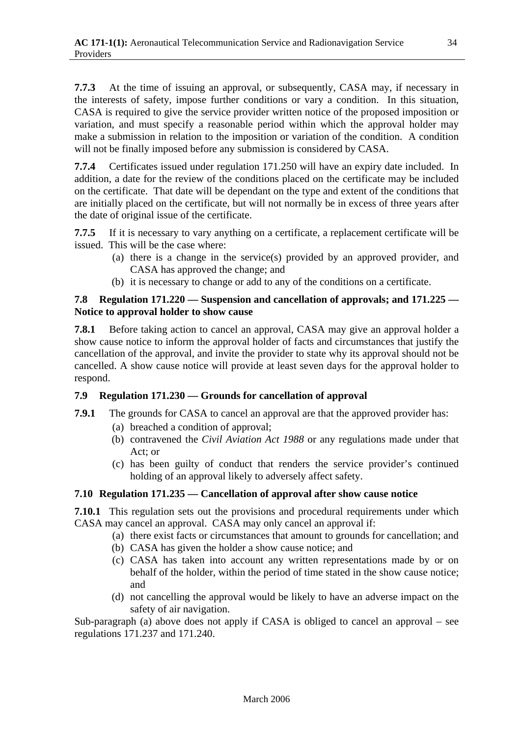**7.7.3** At the time of issuing an approval, or subsequently, CASA may, if necessary in the interests of safety, impose further conditions or vary a condition. In this situation, CASA is required to give the service provider written notice of the proposed imposition or variation, and must specify a reasonable period within which the approval holder may make a submission in relation to the imposition or variation of the condition. A condition will not be finally imposed before any submission is considered by CASA.

**7.7.4** Certificates issued under regulation 171.250 will have an expiry date included. In addition, a date for the review of the conditions placed on the certificate may be included on the certificate. That date will be dependant on the type and extent of the conditions that are initially placed on the certificate, but will not normally be in excess of three years after the date of original issue of the certificate.

**7.7.5** If it is necessary to vary anything on a certificate, a replacement certificate will be issued. This will be the case where:

(a) there is a change in the service(s) provided by an approved provider, and CASA has approved the change; and
(b) it is necessary to change or add to any of the conditions on a certificate.

### 7.8 Regulation 171.220 — Suspension and cancellation of approvals; and 171.225 — Notice to approval holder to show cause

**7.8.1** Before taking action to cancel an approval, CASA may give an approval holder a show cause notice to inform the approval holder of facts and circumstances that justify the cancellation of the approval, and invite the provider to state why its approval should not be cancelled. A show cause notice will provide at least seven days for the approval holder to respond.

### 7.9 Regulation 171.230 — Grounds for cancellation of approval

**7.9.1** The grounds for CASA to cancel an approval are that the approved provider has:

(a) breached a condition of approval;
(b) contravened the *Civil Aviation Act 1988* or any regulations made under that Act; or
(c) has been guilty of conduct that renders the service provider's continued holding of an approval likely to adversely affect safety.

### 7.10 Regulation 171.235 — Cancellation of approval after show cause notice

**7.10.1** This regulation sets out the provisions and procedural requirements under which CASA may cancel an approval. CASA may only cancel an approval if:

(a) there exist facts or circumstances that amount to grounds for cancellation; and
(b) CASA has given the holder a show cause notice; and
(c) CASA has taken into account any written representations made by or on behalf of the holder, within the period of time stated in the show cause notice; and
(d) not cancelling the approval would be likely to have an adverse impact on the safety of air navigation.

Sub-paragraph (a) above does not apply if CASA is obliged to cancel an approval – see regulations 171.237 and 171.240.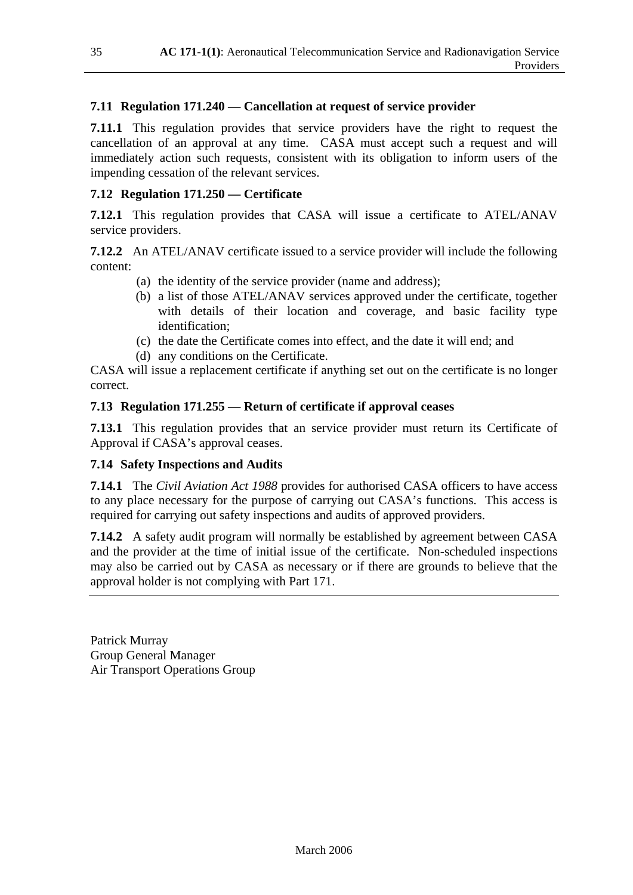### 7.11 Regulation 171.240 — Cancellation at request of service provider

**7.11.1** This regulation provides that service providers have the right to request the cancellation of an approval at any time. CASA must accept such a request and will immediately action such requests, consistent with its obligation to inform users of the impending cessation of the relevant services.

### 7.12 Regulation 171.250 — Certificate

**7.12.1** This regulation provides that CASA will issue a certificate to ATEL/ANAV service providers.

**7.12.2** An ATEL/ANAV certificate issued to a service provider will include the following content:

(a) the identity of the service provider (name and address);
(b) a list of those ATEL/ANAV services approved under the certificate, together with details of their location and coverage, and basic facility type identification;
(c) the date the Certificate comes into effect, and the date it will end; and
(d) any conditions on the Certificate.

CASA will issue a replacement certificate if anything set out on the certificate is no longer correct.

### 7.13 Regulation 171.255 — Return of certificate if approval ceases

**7.13.1** This regulation provides that an service provider must return its Certificate of Approval if CASA's approval ceases.

### 7.14 Safety Inspections and Audits

**7.14.1** The *Civil Aviation Act 1988* provides for authorised CASA officers to have access to any place necessary for the purpose of carrying out CASA's functions. This access is required for carrying out safety inspections and audits of approved providers.

**7.14.2** A safety audit program will normally be established by agreement between CASA and the provider at the time of initial issue of the certificate. Non-scheduled inspections may also be carried out by CASA as necessary or if there are grounds to believe that the approval holder is not complying with Part 171.

---

Patrick Murray
Group General Manager
Air Transport Operations Group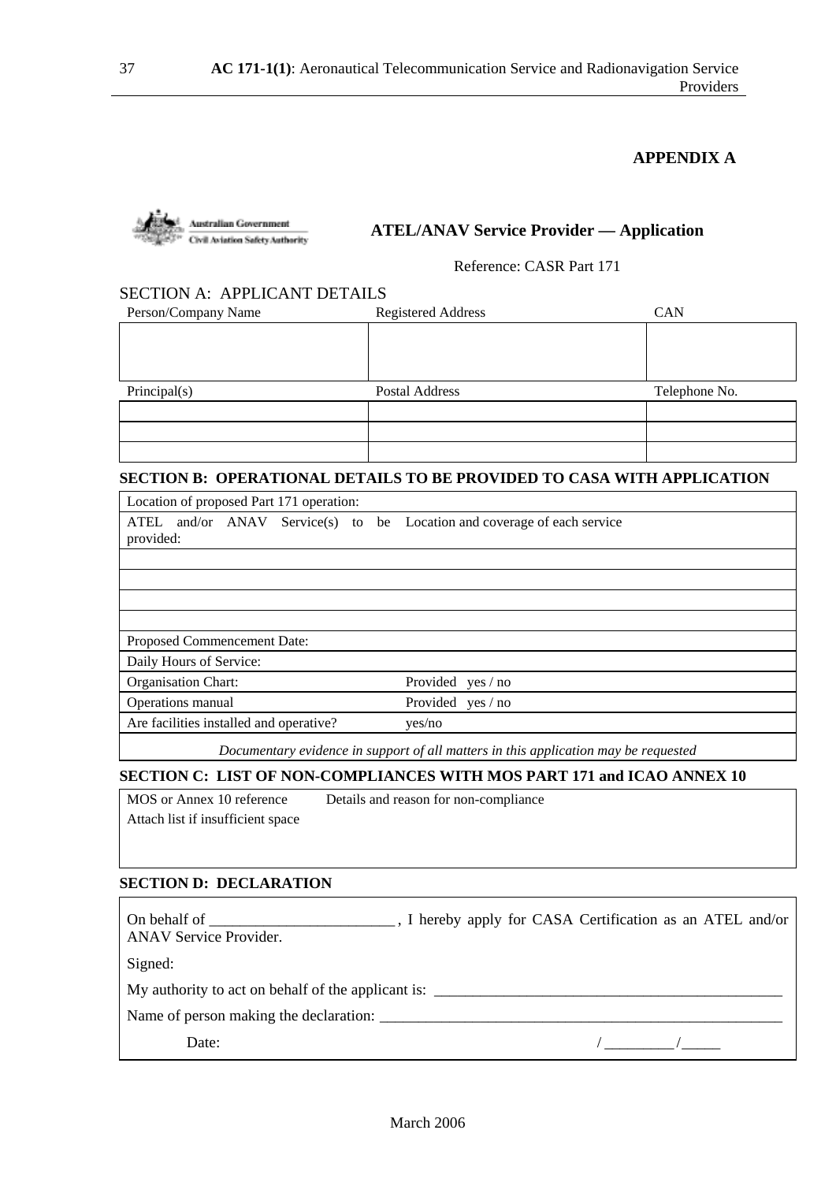# APPENDIX A

Australian Government
Civil Aviation Safety Authority

## ATEL/ANAV Service Provider — Application

Reference: CASR Part 171

### SECTION A: APPLICANT DETAILS

| Person/Company Name | Registered Address | CAN |
|---|---|---|
| | | |
| **Principal(s)** | **Postal Address** | **Telephone No.** |
| | | |
| | | |
| | | |

### SECTION B: OPERATIONAL DETAILS TO BE PROVIDED TO CASA WITH APPLICATION

| Location of proposed Part 171 operation: | |
|---|---|
| ATEL and/or ANAV Service(s) to be provided: | Location and coverage of each service |
| | |
| | |
| | |
| | |
| Proposed Commencement Date: | |
| Daily Hours of Service: | |
| Organisation Chart: | Provided yes / no |
| Operations manual | Provided yes / no |
| Are facilities installed and operative? | yes/no |

*Documentary evidence in support of all matters in this application may be requested*

### SECTION C: LIST OF NON-COMPLIANCES WITH MOS PART 171 and ICAO ANNEX 10

| MOS or Annex 10 reference<br>Attach list if insufficient space | Details and reason for non-compliance |
|---|---|
| | |

### SECTION D: DECLARATION

On behalf of ________________________ , I hereby apply for CASA Certification as an ATEL and/or ANAV Service Provider.

Signed:

My authority to act on behalf of the applicant is: ______________________________________________

Name of person making the declaration: ____________________________________________________

Date: / _________ /_____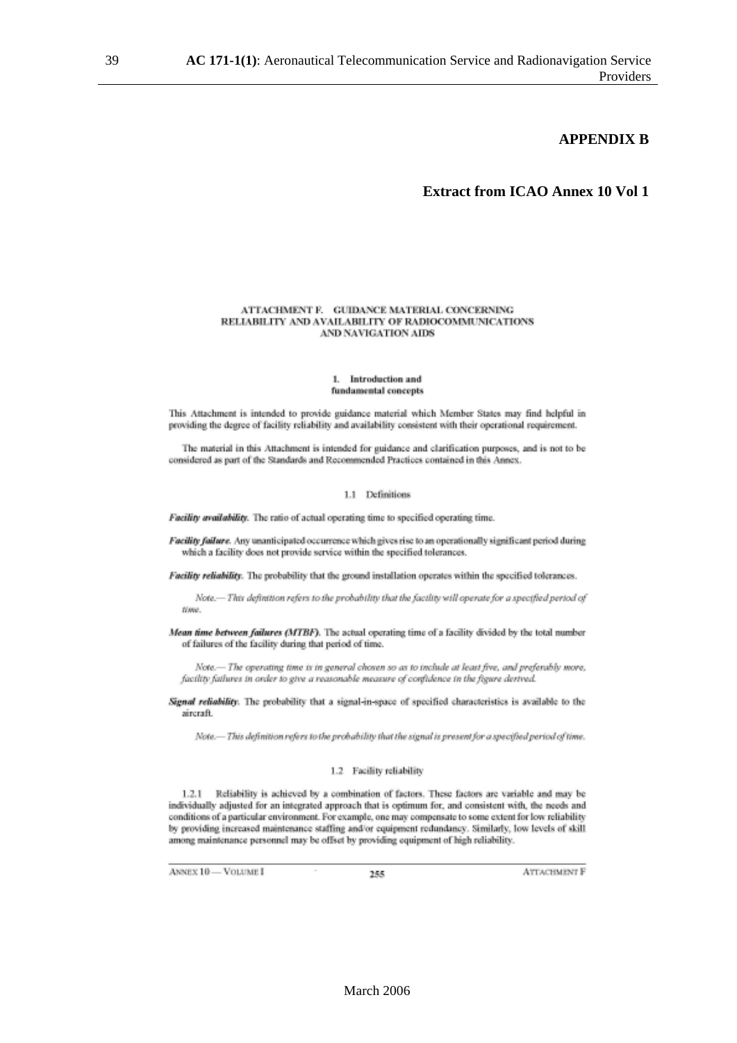## APPENDIX B

## Extract from ICAO Annex 10 Vol 1

### ATTACHMENT F. GUIDANCE MATERIAL CONCERNING RELIABILITY AND AVAILABILITY OF RADIOCOMMUNICATIONS AND NAVIGATION AIDS

#### 1. Introduction and fundamental concepts

This Attachment is intended to provide guidance material which Member States may find helpful in providing the degree of facility reliability and availability consistent with their operational requirement.

The material in this Attachment is intended for guidance and clarification purposes, and is not to be considered as part of the Standards and Recommended Practices contained in this Annex.

##### 1.1 Definitions

***Facility availability.*** The ratio of actual operating time to specified operating time.

***Facility failure.*** Any unanticipated occurrence which gives rise to an operationally significant period during which a facility does not provide service within the specified tolerances.

***Facility reliability.*** The probability that the ground installation operates within the specified tolerances.

*Note.— This definition refers to the probability that the facility will operate for a specified period of time.*

***Mean time between failures (MTBF).*** The actual operating time of a facility divided by the total number of failures of the facility during that period of time.

*Note.— The operating time is in general chosen so as to include at least five, and preferably more, facility failures in order to give a reasonable measure of confidence in the figure derived.*

***Signal reliability.*** The probability that a signal-in-space of specified characteristics is available to the aircraft.

*Note.— This definition refers to the probability that the signal is present for a specified period of time.*

##### 1.2 Facility reliability

1.2.1 Reliability is achieved by a combination of factors. These factors are variable and may be individually adjusted for an integrated approach that is optimum for, and consistent with, the needs and conditions of a particular environment. For example, one may compensate to some extent for low reliability by providing increased maintenance staffing and/or equipment redundancy. Similarly, low levels of skill among maintenance personnel may be offset by providing equipment of high reliability.

ANNEX 10 — VOLUME I 255 ATTACHMENT F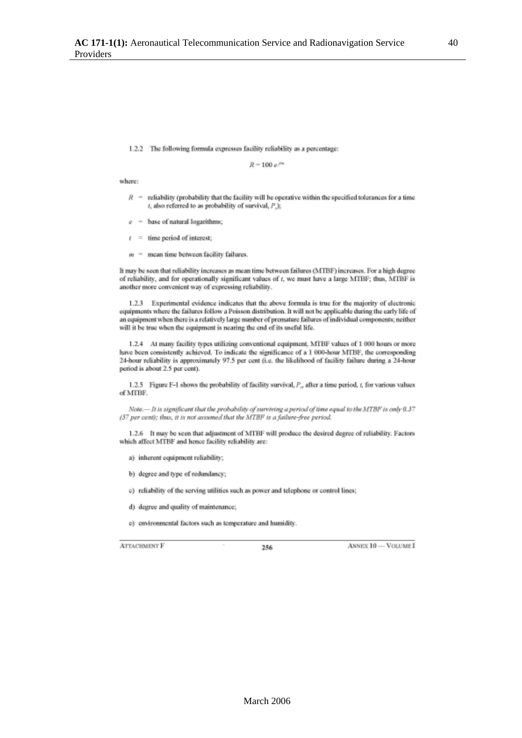1.2.2 The following formula expresses facility reliability as a percentage:

$$R = 100\, e^{-t/m}$$

where:

$R$ = reliability (probability that the facility will be operative within the specified tolerances for a time $t$, also referred to as probability of survival, $P_s$);

$e$ = base of natural logarithms;

$t$ = time period of interest;

$m$ = mean time between facility failures.

It may be seen that reliability increases as mean time between failures (MTBF) increases. For a high degree of reliability, and for operationally significant values of $t$, we must have a large MTBF; thus, MTBF is another more convenient way of expressing reliability.

1.2.3 Experimental evidence indicates that the above formula is true for the majority of electronic equipments where the failures follow a Poisson distribution. It will not be applicable during the early life of an equipment when there is a relatively large number of premature failures of individual components; neither will it be true when the equipment is nearing the end of its useful life.

1.2.4 At many facility types utilizing conventional equipment, MTBF values of 1 000 hours or more have been consistently achieved. To indicate the significance of a 1 000-hour MTBF, the corresponding 24-hour reliability is approximately 97.5 per cent (i.e. the likelihood of facility failure during a 24-hour period is about 2.5 per cent).

1.2.5 Figure F-1 shows the probability of facility survival, $P_s$, after a time period, $t$, for various values of MTBF.

*Note.— It is significant that the probability of surviving a period of time equal to the MTBF is only 0.37 (37 per cent); thus, it is not assumed that the MTBF is a failure-free period.*

1.2.6 It may be seen that adjustment of MTBF will produce the desired degree of reliability. Factors which affect MTBF and hence facility reliability are:

a) inherent equipment reliability;

b) degree and type of redundancy;

c) reliability of the serving utilities such as power and telephone or control lines;

d) degree and quality of maintenance;

e) environmental factors such as temperature and humidity.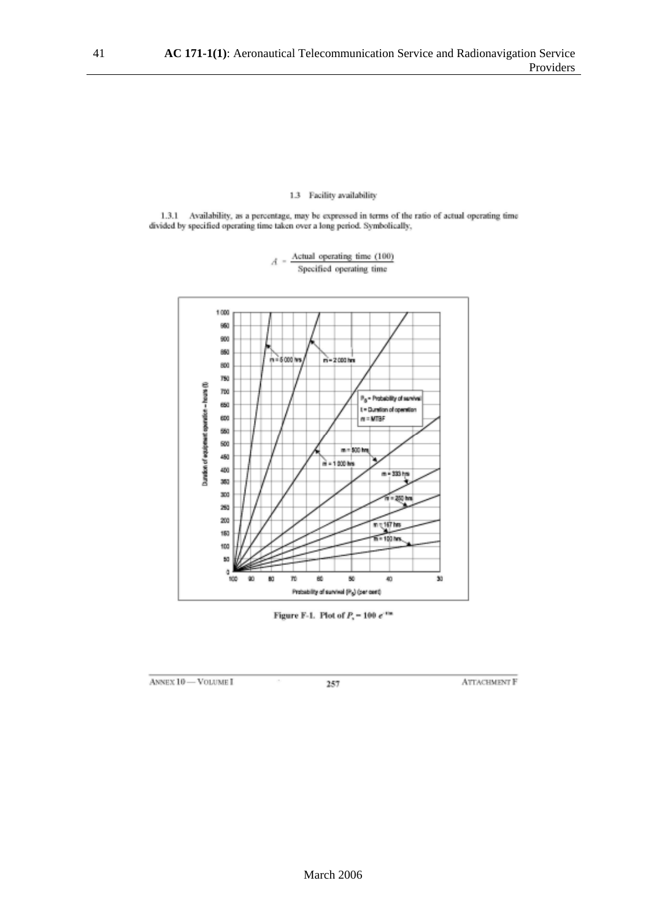### 1.3 Facility availability

1.3.1 Availability, as a percentage, may be expressed in terms of the ratio of actual operating time divided by specified operating time taken over a long period. Symbolically,

$$A = \frac{\text{Actual operating time (100)}}{\text{Specified operating time}}$$

Figure F-1. Plot of $P_s = 100\ e^{-t/m}$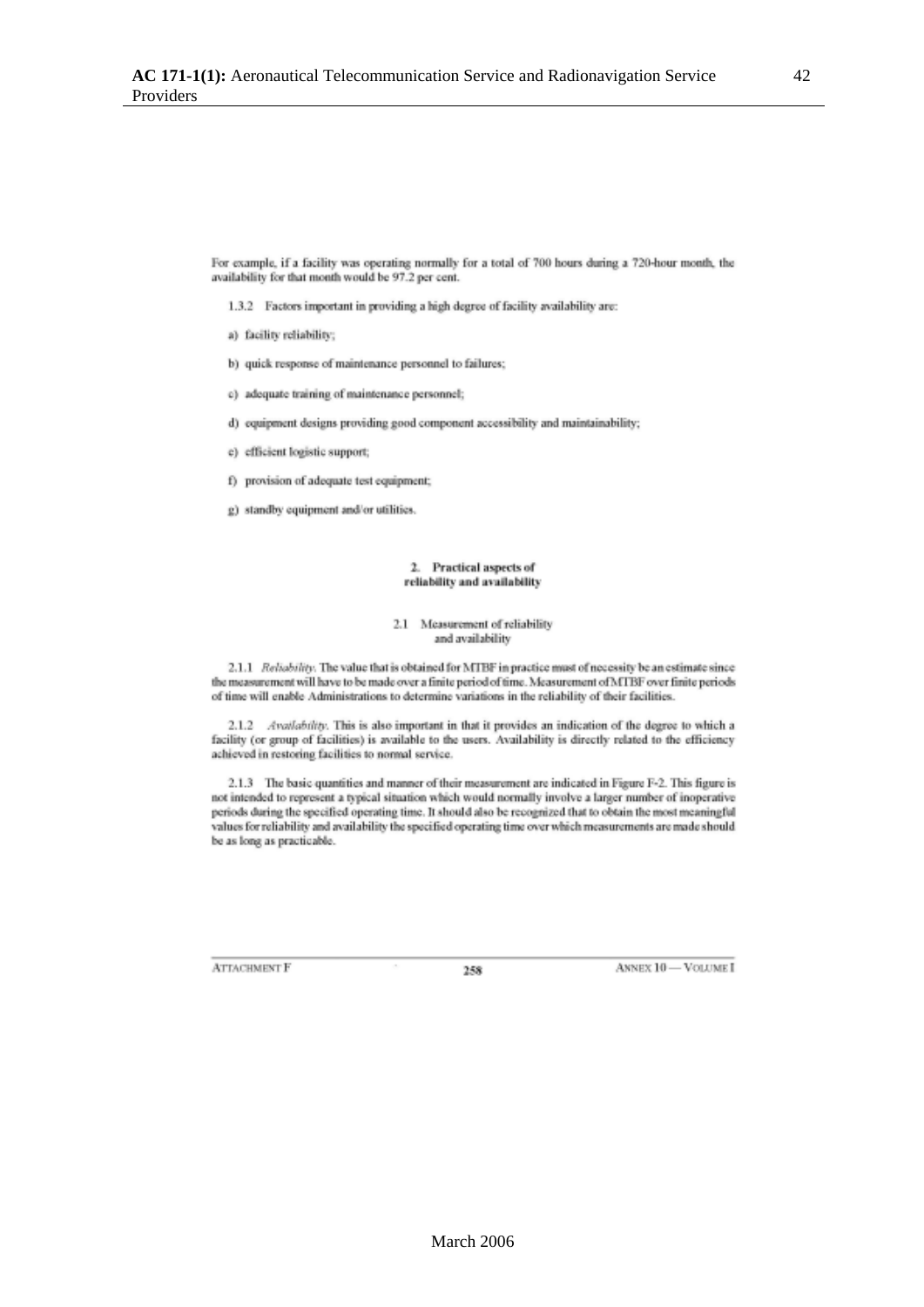For example, if a facility was operating normally for a total of 700 hours during a 720-hour month, the availability for that month would be 97.2 per cent.

1.3.2 Factors important in providing a high degree of facility availability are:

a) facility reliability;

b) quick response of maintenance personnel to failures;

c) adequate training of maintenance personnel;

d) equipment designs providing good component accessibility and maintainability;

e) efficient logistic support;

f) provision of adequate test equipment;

g) standby equipment and/or utilities.

## 2. Practical aspects of reliability and availability

### 2.1 Measurement of reliability and availability

2.1.1 *Reliability.* The value that is obtained for MTBF in practice must of necessity be an estimate since the measurement will have to be made over a finite period of time. Measurement of MTBF over finite periods of time will enable Administrations to determine variations in the reliability of their facilities.

2.1.2 *Availability.* This is also important in that it provides an indication of the degree to which a facility (or group of facilities) is available to the users. Availability is directly related to the efficiency achieved in restoring facilities to normal service.

2.1.3 The basic quantities and manner of their measurement are indicated in Figure F-2. This figure is not intended to represent a typical situation which would normally involve a larger number of inoperative periods during the specified operating time. It should also be recognized that to obtain the most meaningful values for reliability and availability the specified operating time over which measurements are made should be as long as practicable.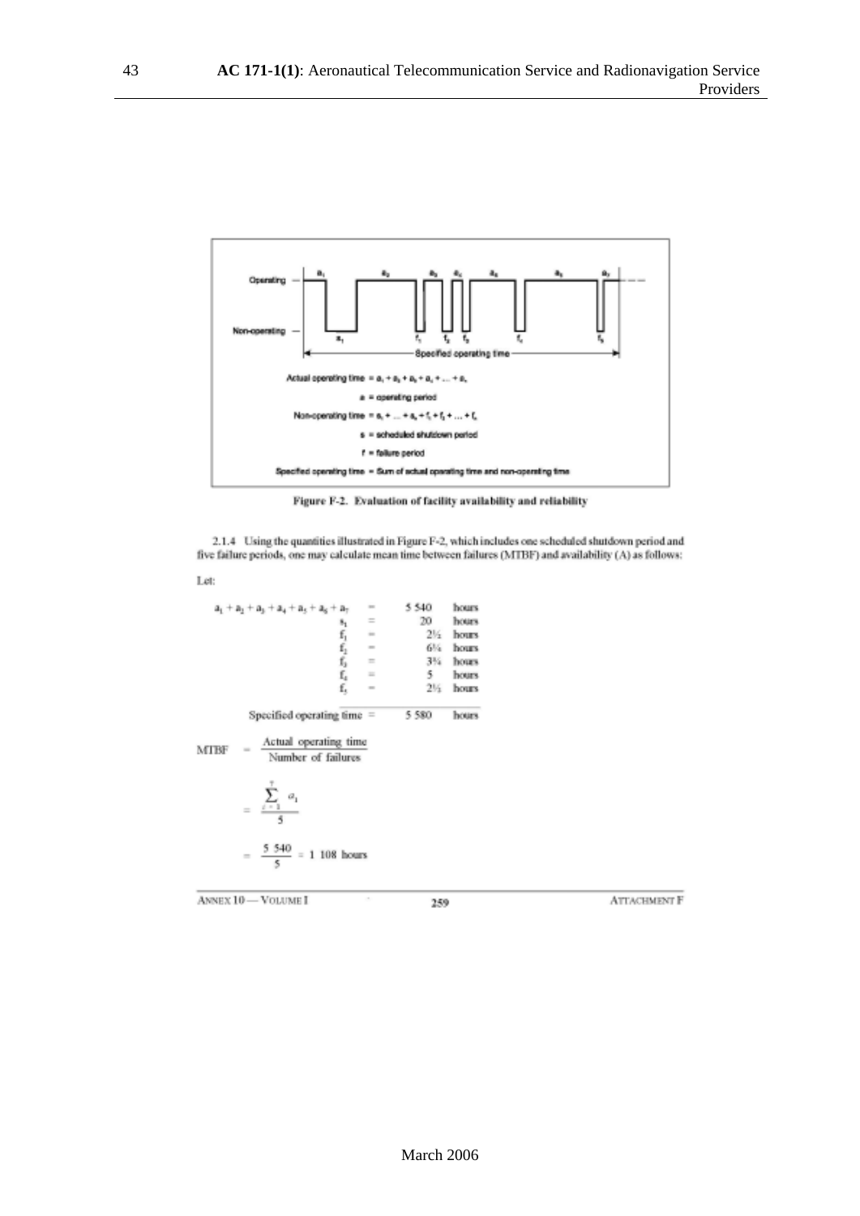Actual operating time $= a_1 + a_2 + a_3 + a_4 + \ldots + a_n$

a = operating period

Non-operating time $= s_1 + \ldots + s_n + f_1 + f_2 + \ldots + f_n$

s = scheduled shutdown period

f = failure period

Specified operating time = Sum of actual operating time and non-operating time

**Figure F-2. Evaluation of facility availability and reliability**

2.1.4 Using the quantities illustrated in Figure F-2, which includes one scheduled shutdown period and five failure periods, one may calculate mean time between failures (MTBF) and availability (A) as follows:

Let:

| | | | |
|---|---|---|---|
| $a_1 + a_2 + a_3 + a_4 + a_5 + a_6 + a_7$ | = | 5 540 | hours |
| $s_1$ | = | 20 | hours |
| $f_1$ | = | 2½ | hours |
| $f_2$ | = | 6¼ | hours |
| $f_3$ | = | 3¾ | hours |
| $f_4$ | = | 5 | hours |
| $f_5$ | = | 2½ | hours |
| Specified operating time | = | 5 580 | hours |

$$\text{MTBF} = \frac{\text{Actual operating time}}{\text{Number of failures}}$$

$$= \frac{\sum_{i=1}^{7} a_i}{5}$$

$$= \frac{5\ 540}{5} = 1\ 108 \text{ hours}$$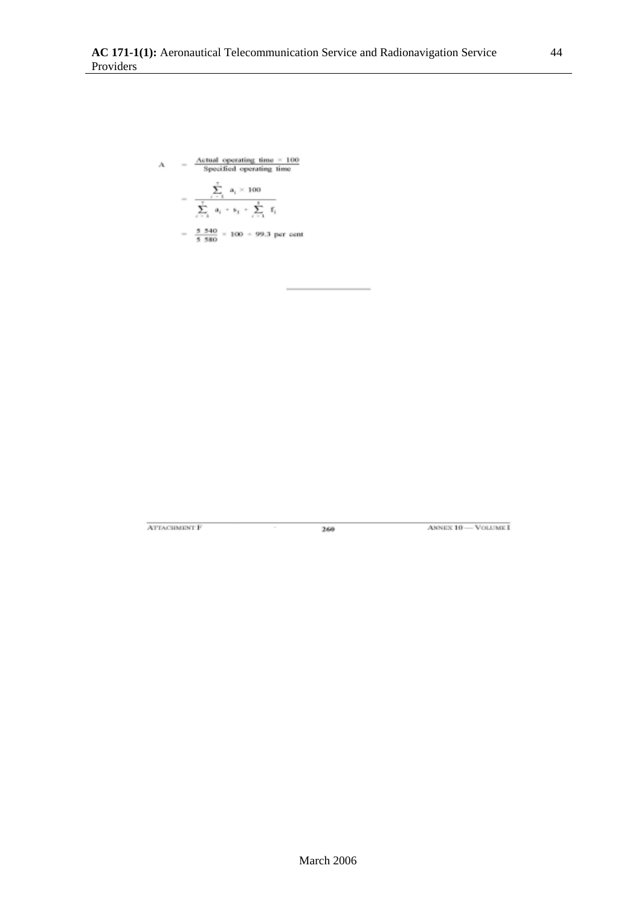$$
\begin{aligned}
A &= \frac{\text{Actual operating time} \times 100}{\text{Specified operating time}} \\
&= \frac{\sum_{i=1}^{7} a_i \times 100}{\sum_{i=1}^{7} a_i + s_1 + \sum_{i=1}^{3} f_i} \\
&= \frac{5\ 540}{5\ 580} \times 100 = 99.3 \text{ per cent}
\end{aligned}
$$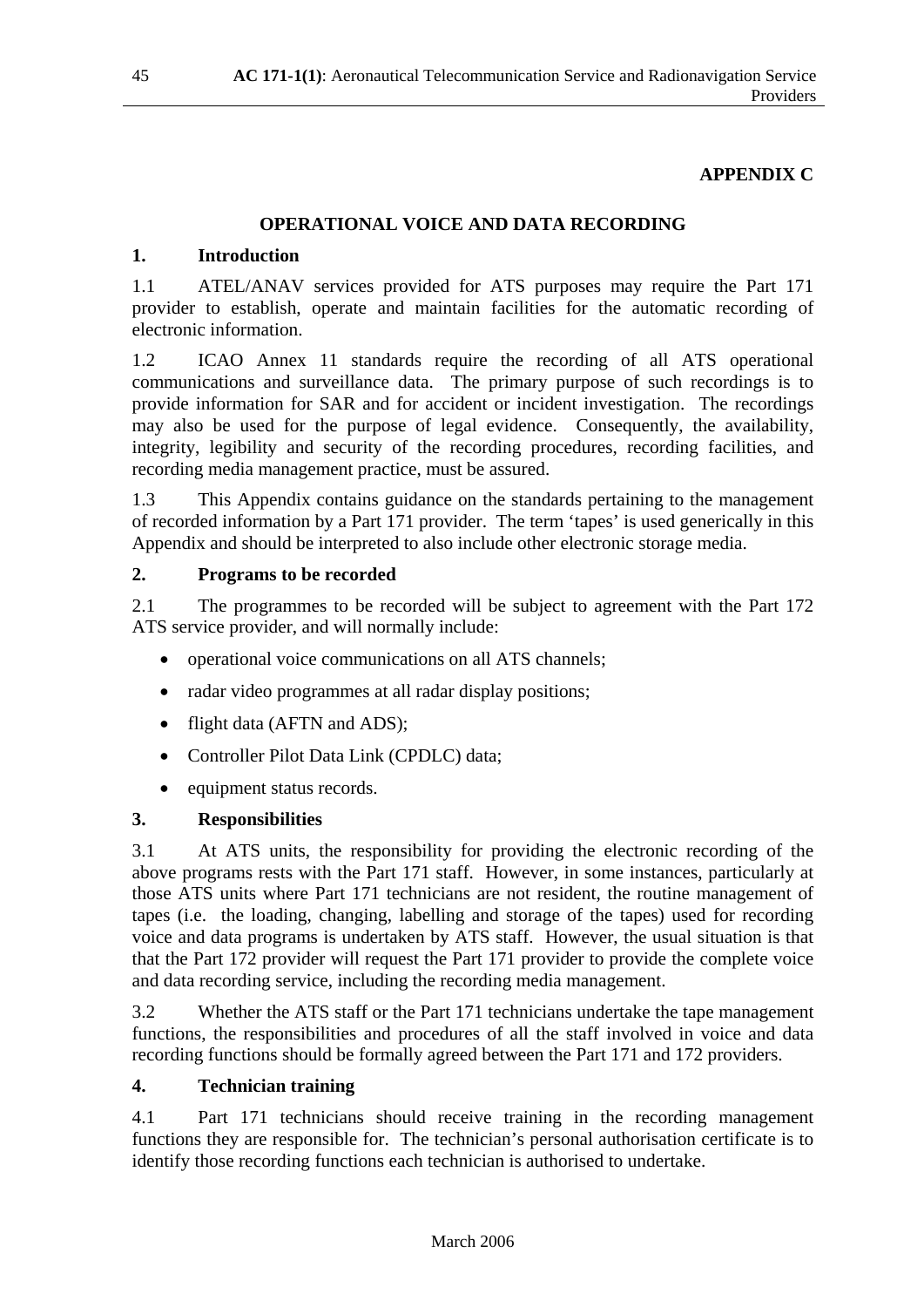**APPENDIX C**

## OPERATIONAL VOICE AND DATA RECORDING

### 1. Introduction

1.1 ATEL/ANAV services provided for ATS purposes may require the Part 171 provider to establish, operate and maintain facilities for the automatic recording of electronic information.

1.2 ICAO Annex 11 standards require the recording of all ATS operational communications and surveillance data. The primary purpose of such recordings is to provide information for SAR and for accident or incident investigation. The recordings may also be used for the purpose of legal evidence. Consequently, the availability, integrity, legibility and security of the recording procedures, recording facilities, and recording media management practice, must be assured.

1.3 This Appendix contains guidance on the standards pertaining to the management of recorded information by a Part 171 provider. The term 'tapes' is used generically in this Appendix and should be interpreted to also include other electronic storage media.

### 2. Programs to be recorded

2.1 The programmes to be recorded will be subject to agreement with the Part 172 ATS service provider, and will normally include:

- operational voice communications on all ATS channels;
- radar video programmes at all radar display positions;
- flight data (AFTN and ADS);
- Controller Pilot Data Link (CPDLC) data;
- equipment status records.

### 3. Responsibilities

3.1 At ATS units, the responsibility for providing the electronic recording of the above programs rests with the Part 171 staff. However, in some instances, particularly at those ATS units where Part 171 technicians are not resident, the routine management of tapes (i.e. the loading, changing, labelling and storage of the tapes) used for recording voice and data programs is undertaken by ATS staff. However, the usual situation is that that the Part 172 provider will request the Part 171 provider to provide the complete voice and data recording service, including the recording media management.

3.2 Whether the ATS staff or the Part 171 technicians undertake the tape management functions, the responsibilities and procedures of all the staff involved in voice and data recording functions should be formally agreed between the Part 171 and 172 providers.

### 4. Technician training

4.1 Part 171 technicians should receive training in the recording management functions they are responsible for. The technician's personal authorisation certificate is to identify those recording functions each technician is authorised to undertake.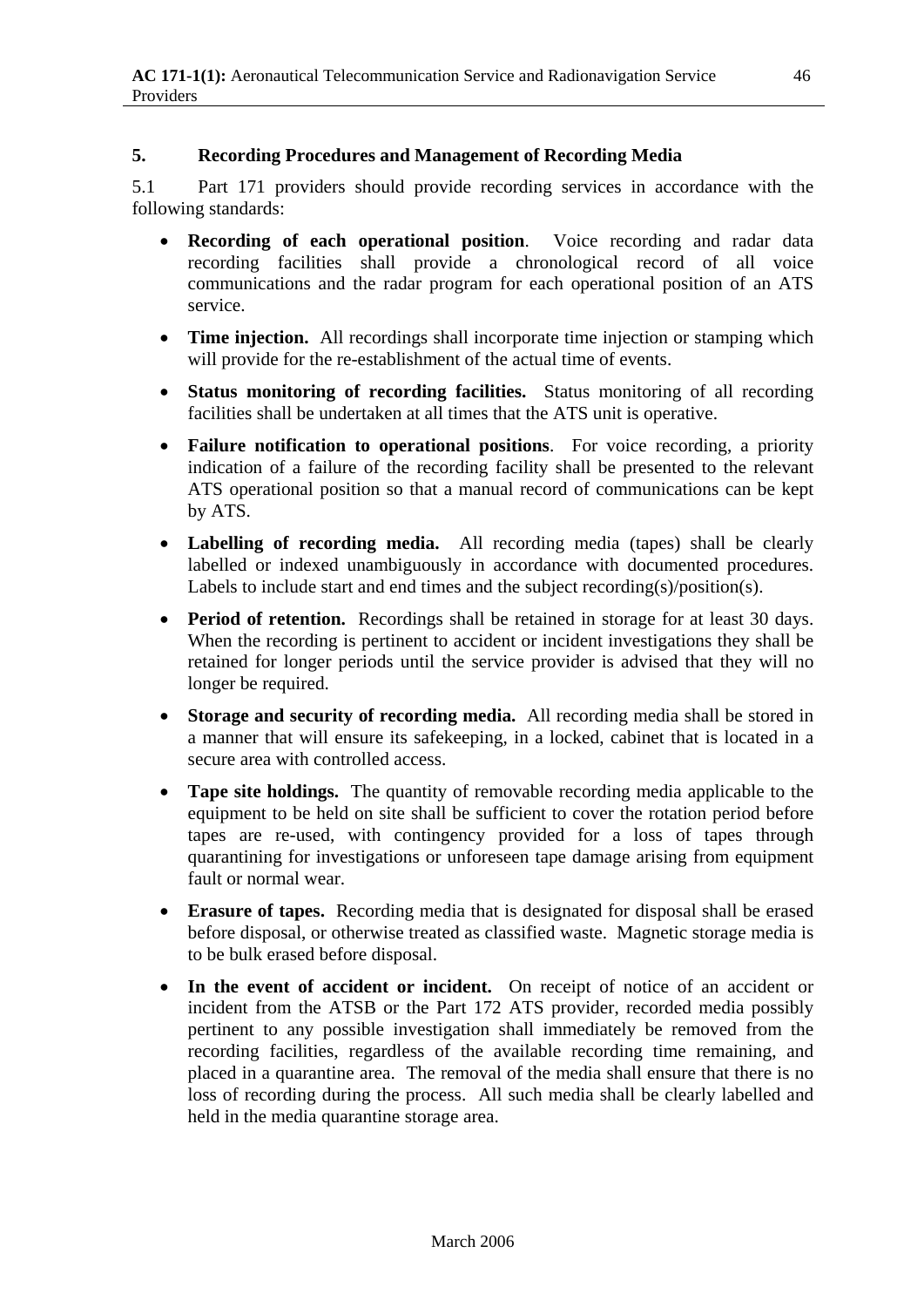## 5. Recording Procedures and Management of Recording Media

5.1 Part 171 providers should provide recording services in accordance with the following standards:

- **Recording of each operational position**. Voice recording and radar data recording facilities shall provide a chronological record of all voice communications and the radar program for each operational position of an ATS service.
- **Time injection.** All recordings shall incorporate time injection or stamping which will provide for the re-establishment of the actual time of events.
- **Status monitoring of recording facilities.** Status monitoring of all recording facilities shall be undertaken at all times that the ATS unit is operative.
- **Failure notification to operational positions**. For voice recording, a priority indication of a failure of the recording facility shall be presented to the relevant ATS operational position so that a manual record of communications can be kept by ATS.
- **Labelling of recording media.** All recording media (tapes) shall be clearly labelled or indexed unambiguously in accordance with documented procedures. Labels to include start and end times and the subject recording(s)/position(s).
- **Period of retention.** Recordings shall be retained in storage for at least 30 days. When the recording is pertinent to accident or incident investigations they shall be retained for longer periods until the service provider is advised that they will no longer be required.
- **Storage and security of recording media.** All recording media shall be stored in a manner that will ensure its safekeeping, in a locked, cabinet that is located in a secure area with controlled access.
- **Tape site holdings.** The quantity of removable recording media applicable to the equipment to be held on site shall be sufficient to cover the rotation period before tapes are re-used, with contingency provided for a loss of tapes through quarantining for investigations or unforeseen tape damage arising from equipment fault or normal wear.
- **Erasure of tapes.** Recording media that is designated for disposal shall be erased before disposal, or otherwise treated as classified waste. Magnetic storage media is to be bulk erased before disposal.
- **In the event of accident or incident.** On receipt of notice of an accident or incident from the ATSB or the Part 172 ATS provider, recorded media possibly pertinent to any possible investigation shall immediately be removed from the recording facilities, regardless of the available recording time remaining, and placed in a quarantine area. The removal of the media shall ensure that there is no loss of recording during the process. All such media shall be clearly labelled and held in the media quarantine storage area.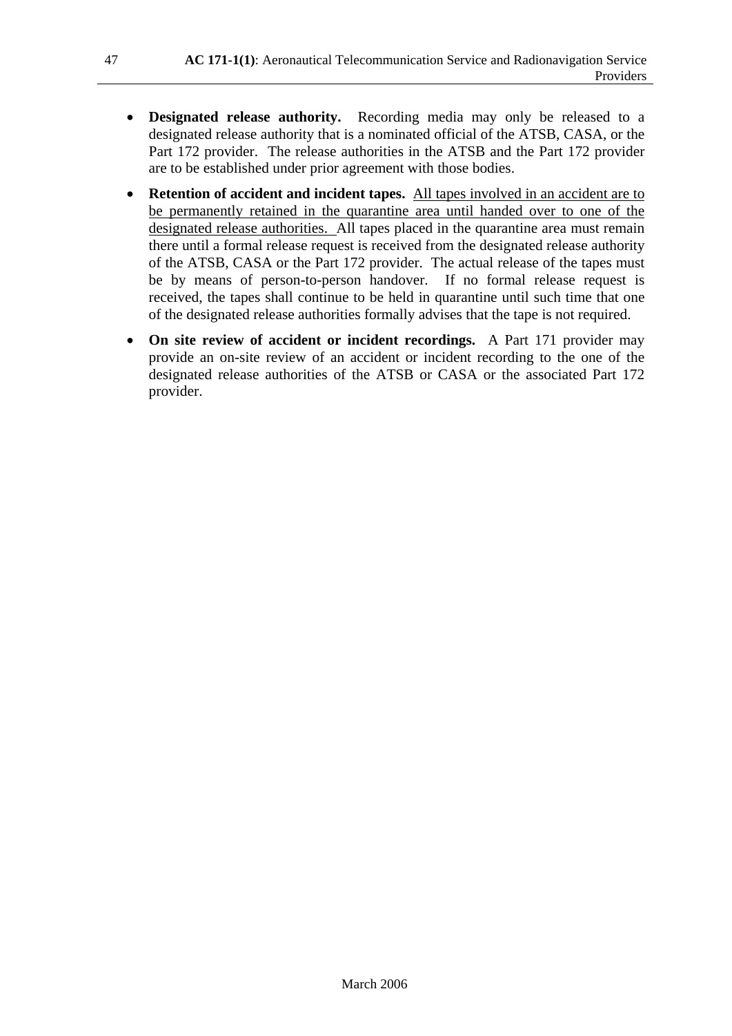- **Designated release authority.** Recording media may only be released to a designated release authority that is a nominated official of the ATSB, CASA, or the Part 172 provider. The release authorities in the ATSB and the Part 172 provider are to be established under prior agreement with those bodies.

- **Retention of accident and incident tapes.** <u>All tapes involved in an accident are to be permanently retained in the quarantine area until handed over to one of the designated release authorities.</u> All tapes placed in the quarantine area must remain there until a formal release request is received from the designated release authority of the ATSB, CASA or the Part 172 provider. The actual release of the tapes must be by means of person-to-person handover. If no formal release request is received, the tapes shall continue to be held in quarantine until such time that one of the designated release authorities formally advises that the tape is not required.

- **On site review of accident or incident recordings.** A Part 171 provider may provide an on-site review of an accident or incident recording to the one of the designated release authorities of the ATSB or CASA or the associated Part 172 provider.